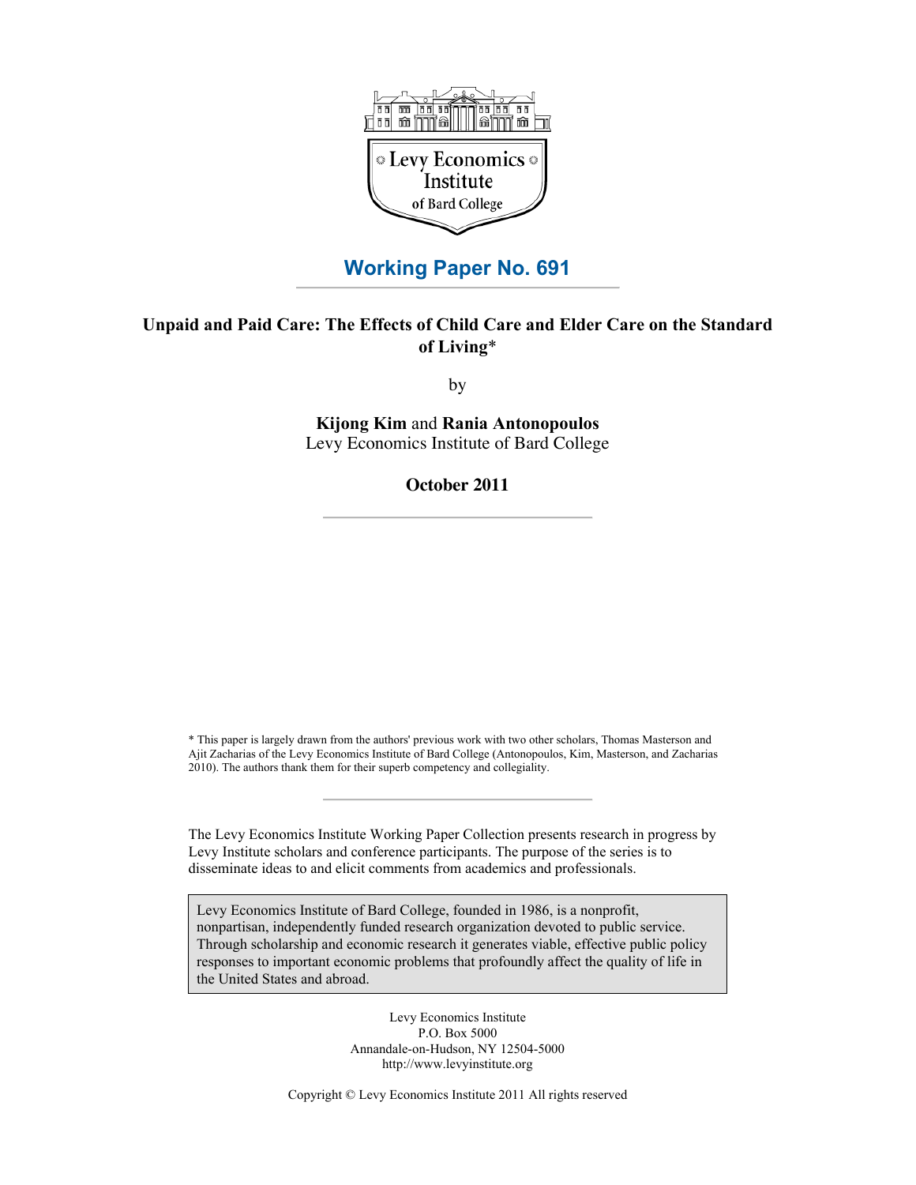Levy Economics Institute of Bard College

## Working Paper No. 691

# Unpaid and Paid Care: The Effects of Child Care and Elder Care on the Standard of Living*

by

**Kijong Kim** and **Rania Antonopoulos**
Levy Economics Institute of Bard College

**October 2011**

* This paper is largely drawn from the authors' previous work with two other scholars, Thomas Masterson and Ajit Zacharias of the Levy Economics Institute of Bard College (Antonopoulos, Kim, Masterson, and Zacharias 2010). The authors thank them for their superb competency and collegiality.

The Levy Economics Institute Working Paper Collection presents research in progress by Levy Institute scholars and conference participants. The purpose of the series is to disseminate ideas to and elicit comments from academics and professionals.

Levy Economics Institute of Bard College, founded in 1986, is a nonprofit, nonpartisan, independently funded research organization devoted to public service. Through scholarship and economic research it generates viable, effective public policy responses to important economic problems that profoundly affect the quality of life in the United States and abroad.

Levy Economics Institute
P.O. Box 5000
Annandale-on-Hudson, NY 12504-5000
http://www.levyinstitute.org

Copyright © Levy Economics Institute 2011 All rights reserved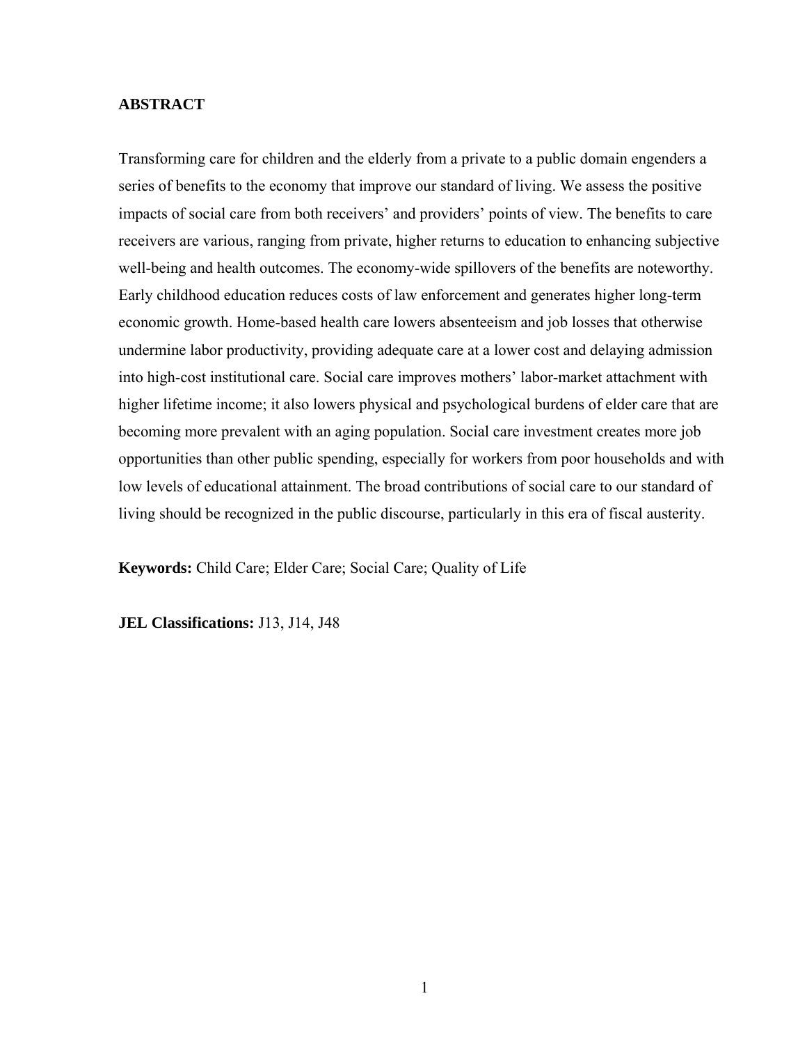## ABSTRACT

Transforming care for children and the elderly from a private to a public domain engenders a series of benefits to the economy that improve our standard of living. We assess the positive impacts of social care from both receivers' and providers' points of view. The benefits to care receivers are various, ranging from private, higher returns to education to enhancing subjective well-being and health outcomes. The economy-wide spillovers of the benefits are noteworthy. Early childhood education reduces costs of law enforcement and generates higher long-term economic growth. Home-based health care lowers absenteeism and job losses that otherwise undermine labor productivity, providing adequate care at a lower cost and delaying admission into high-cost institutional care. Social care improves mothers' labor-market attachment with higher lifetime income; it also lowers physical and psychological burdens of elder care that are becoming more prevalent with an aging population. Social care investment creates more job opportunities than other public spending, especially for workers from poor households and with low levels of educational attainment. The broad contributions of social care to our standard of living should be recognized in the public discourse, particularly in this era of fiscal austerity.

**Keywords:** Child Care; Elder Care; Social Care; Quality of Life

**JEL Classifications:** J13, J14, J48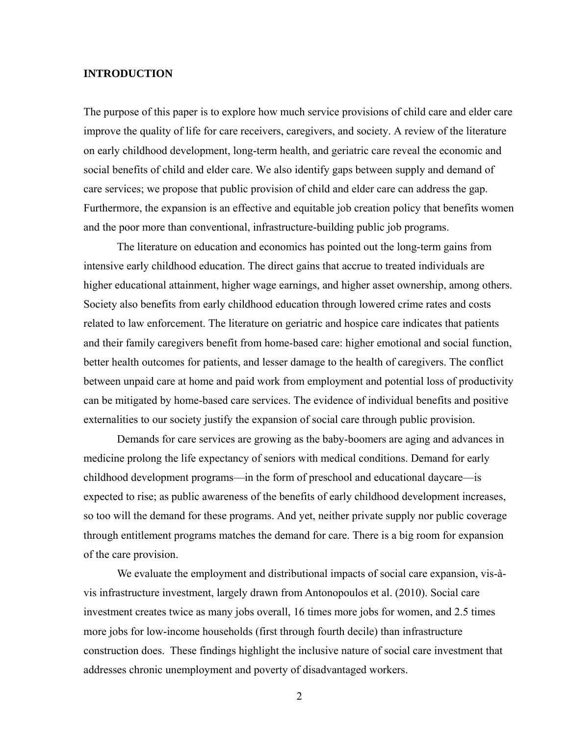## INTRODUCTION

The purpose of this paper is to explore how much service provisions of child care and elder care improve the quality of life for care receivers, caregivers, and society. A review of the literature on early childhood development, long-term health, and geriatric care reveal the economic and social benefits of child and elder care. We also identify gaps between supply and demand of care services; we propose that public provision of child and elder care can address the gap. Furthermore, the expansion is an effective and equitable job creation policy that benefits women and the poor more than conventional, infrastructure-building public job programs.

The literature on education and economics has pointed out the long-term gains from intensive early childhood education. The direct gains that accrue to treated individuals are higher educational attainment, higher wage earnings, and higher asset ownership, among others. Society also benefits from early childhood education through lowered crime rates and costs related to law enforcement. The literature on geriatric and hospice care indicates that patients and their family caregivers benefit from home-based care: higher emotional and social function, better health outcomes for patients, and lesser damage to the health of caregivers. The conflict between unpaid care at home and paid work from employment and potential loss of productivity can be mitigated by home-based care services. The evidence of individual benefits and positive externalities to our society justify the expansion of social care through public provision.

Demands for care services are growing as the baby-boomers are aging and advances in medicine prolong the life expectancy of seniors with medical conditions. Demand for early childhood development programs—in the form of preschool and educational daycare—is expected to rise; as public awareness of the benefits of early childhood development increases, so too will the demand for these programs. And yet, neither private supply nor public coverage through entitlement programs matches the demand for care. There is a big room for expansion of the care provision.

We evaluate the employment and distributional impacts of social care expansion, vis-à-vis infrastructure investment, largely drawn from Antonopoulos et al. (2010). Social care investment creates twice as many jobs overall, 16 times more jobs for women, and 2.5 times more jobs for low-income households (first through fourth decile) than infrastructure construction does. These findings highlight the inclusive nature of social care investment that addresses chronic unemployment and poverty of disadvantaged workers.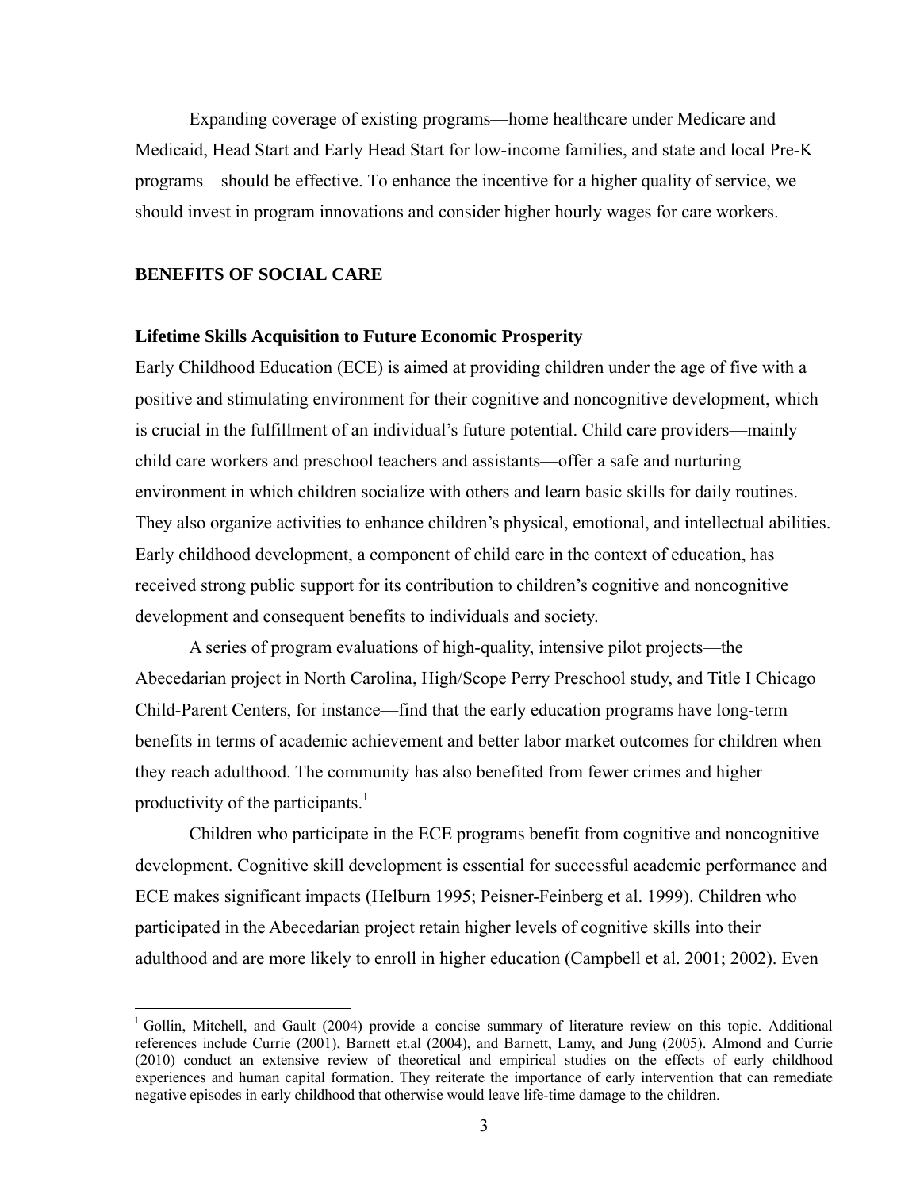Expanding coverage of existing programs—home healthcare under Medicare and Medicaid, Head Start and Early Head Start for low-income families, and state and local Pre-K programs—should be effective. To enhance the incentive for a higher quality of service, we should invest in program innovations and consider higher hourly wages for care workers.

## BENEFITS OF SOCIAL CARE

### Lifetime Skills Acquisition to Future Economic Prosperity

Early Childhood Education (ECE) is aimed at providing children under the age of five with a positive and stimulating environment for their cognitive and noncognitive development, which is crucial in the fulfillment of an individual's future potential. Child care providers—mainly child care workers and preschool teachers and assistants—offer a safe and nurturing environment in which children socialize with others and learn basic skills for daily routines. They also organize activities to enhance children's physical, emotional, and intellectual abilities. Early childhood development, a component of child care in the context of education, has received strong public support for its contribution to children's cognitive and noncognitive development and consequent benefits to individuals and society.

A series of program evaluations of high-quality, intensive pilot projects—the Abecedarian project in North Carolina, High/Scope Perry Preschool study, and Title I Chicago Child-Parent Centers, for instance—find that the early education programs have long-term benefits in terms of academic achievement and better labor market outcomes for children when they reach adulthood. The community has also benefited from fewer crimes and higher productivity of the participants.[1]

Children who participate in the ECE programs benefit from cognitive and noncognitive development. Cognitive skill development is essential for successful academic performance and ECE makes significant impacts (Helburn 1995; Peisner-Feinberg et al. 1999). Children who participated in the Abecedarian project retain higher levels of cognitive skills into their adulthood and are more likely to enroll in higher education (Campbell et al. 2001; 2002). Even

---

[1] Gollin, Mitchell, and Gault (2004) provide a concise summary of literature review on this topic. Additional references include Currie (2001), Barnett et.al (2004), and Barnett, Lamy, and Jung (2005). Almond and Currie (2010) conduct an extensive review of theoretical and empirical studies on the effects of early childhood experiences and human capital formation. They reiterate the importance of early intervention that can remediate negative episodes in early childhood that otherwise would leave life-time damage to the children.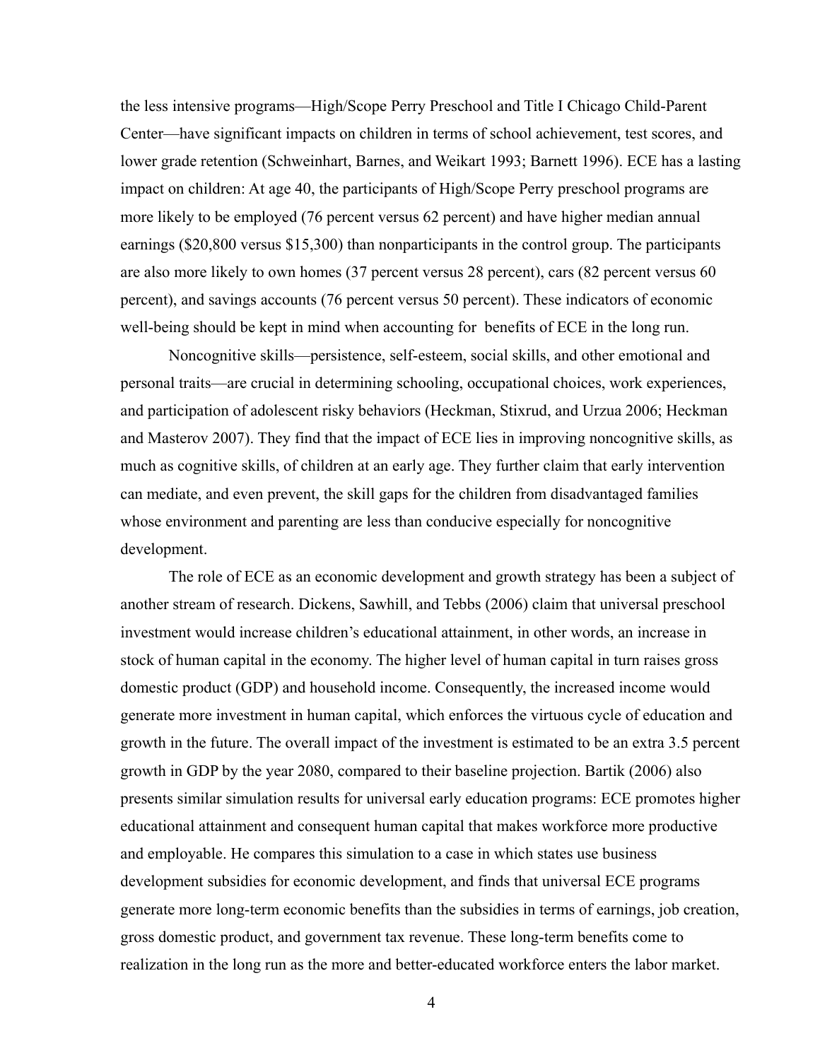the less intensive programs—High/Scope Perry Preschool and Title I Chicago Child-Parent Center—have significant impacts on children in terms of school achievement, test scores, and lower grade retention (Schweinhart, Barnes, and Weikart 1993; Barnett 1996). ECE has a lasting impact on children: At age 40, the participants of High/Scope Perry preschool programs are more likely to be employed (76 percent versus 62 percent) and have higher median annual earnings ($20,800 versus $15,300) than nonparticipants in the control group. The participants are also more likely to own homes (37 percent versus 28 percent), cars (82 percent versus 60 percent), and savings accounts (76 percent versus 50 percent). These indicators of economic well-being should be kept in mind when accounting for benefits of ECE in the long run.

Noncognitive skills—persistence, self-esteem, social skills, and other emotional and personal traits—are crucial in determining schooling, occupational choices, work experiences, and participation of adolescent risky behaviors (Heckman, Stixrud, and Urzua 2006; Heckman and Masterov 2007). They find that the impact of ECE lies in improving noncognitive skills, as much as cognitive skills, of children at an early age. They further claim that early intervention can mediate, and even prevent, the skill gaps for the children from disadvantaged families whose environment and parenting are less than conducive especially for noncognitive development.

The role of ECE as an economic development and growth strategy has been a subject of another stream of research. Dickens, Sawhill, and Tebbs (2006) claim that universal preschool investment would increase children's educational attainment, in other words, an increase in stock of human capital in the economy. The higher level of human capital in turn raises gross domestic product (GDP) and household income. Consequently, the increased income would generate more investment in human capital, which enforces the virtuous cycle of education and growth in the future. The overall impact of the investment is estimated to be an extra 3.5 percent growth in GDP by the year 2080, compared to their baseline projection. Bartik (2006) also presents similar simulation results for universal early education programs: ECE promotes higher educational attainment and consequent human capital that makes workforce more productive and employable. He compares this simulation to a case in which states use business development subsidies for economic development, and finds that universal ECE programs generate more long-term economic benefits than the subsidies in terms of earnings, job creation, gross domestic product, and government tax revenue. These long-term benefits come to realization in the long run as the more and better-educated workforce enters the labor market.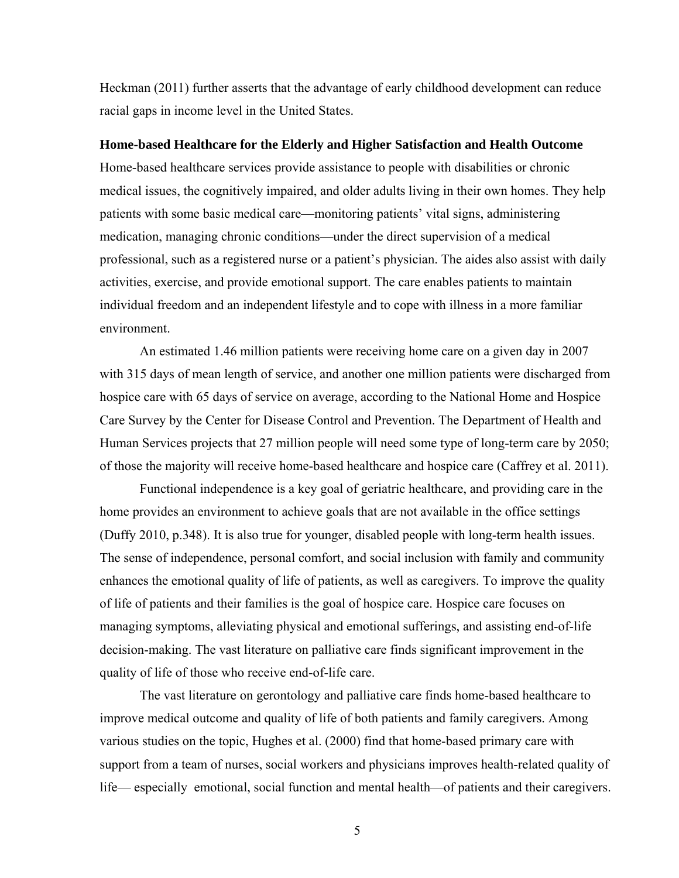Heckman (2011) further asserts that the advantage of early childhood development can reduce racial gaps in income level in the United States.

**Home-based Healthcare for the Elderly and Higher Satisfaction and Health Outcome**

Home-based healthcare services provide assistance to people with disabilities or chronic medical issues, the cognitively impaired, and older adults living in their own homes. They help patients with some basic medical care—monitoring patients' vital signs, administering medication, managing chronic conditions—under the direct supervision of a medical professional, such as a registered nurse or a patient's physician. The aides also assist with daily activities, exercise, and provide emotional support. The care enables patients to maintain individual freedom and an independent lifestyle and to cope with illness in a more familiar environment.

An estimated 1.46 million patients were receiving home care on a given day in 2007 with 315 days of mean length of service, and another one million patients were discharged from hospice care with 65 days of service on average, according to the National Home and Hospice Care Survey by the Center for Disease Control and Prevention. The Department of Health and Human Services projects that 27 million people will need some type of long-term care by 2050; of those the majority will receive home-based healthcare and hospice care (Caffrey et al. 2011).

Functional independence is a key goal of geriatric healthcare, and providing care in the home provides an environment to achieve goals that are not available in the office settings (Duffy 2010, p.348). It is also true for younger, disabled people with long-term health issues. The sense of independence, personal comfort, and social inclusion with family and community enhances the emotional quality of life of patients, as well as caregivers. To improve the quality of life of patients and their families is the goal of hospice care. Hospice care focuses on managing symptoms, alleviating physical and emotional sufferings, and assisting end-of-life decision-making. The vast literature on palliative care finds significant improvement in the quality of life of those who receive end-of-life care.

The vast literature on gerontology and palliative care finds home-based healthcare to improve medical outcome and quality of life of both patients and family caregivers. Among various studies on the topic, Hughes et al. (2000) find that home-based primary care with support from a team of nurses, social workers and physicians improves health-related quality of life— especially emotional, social function and mental health—of patients and their caregivers.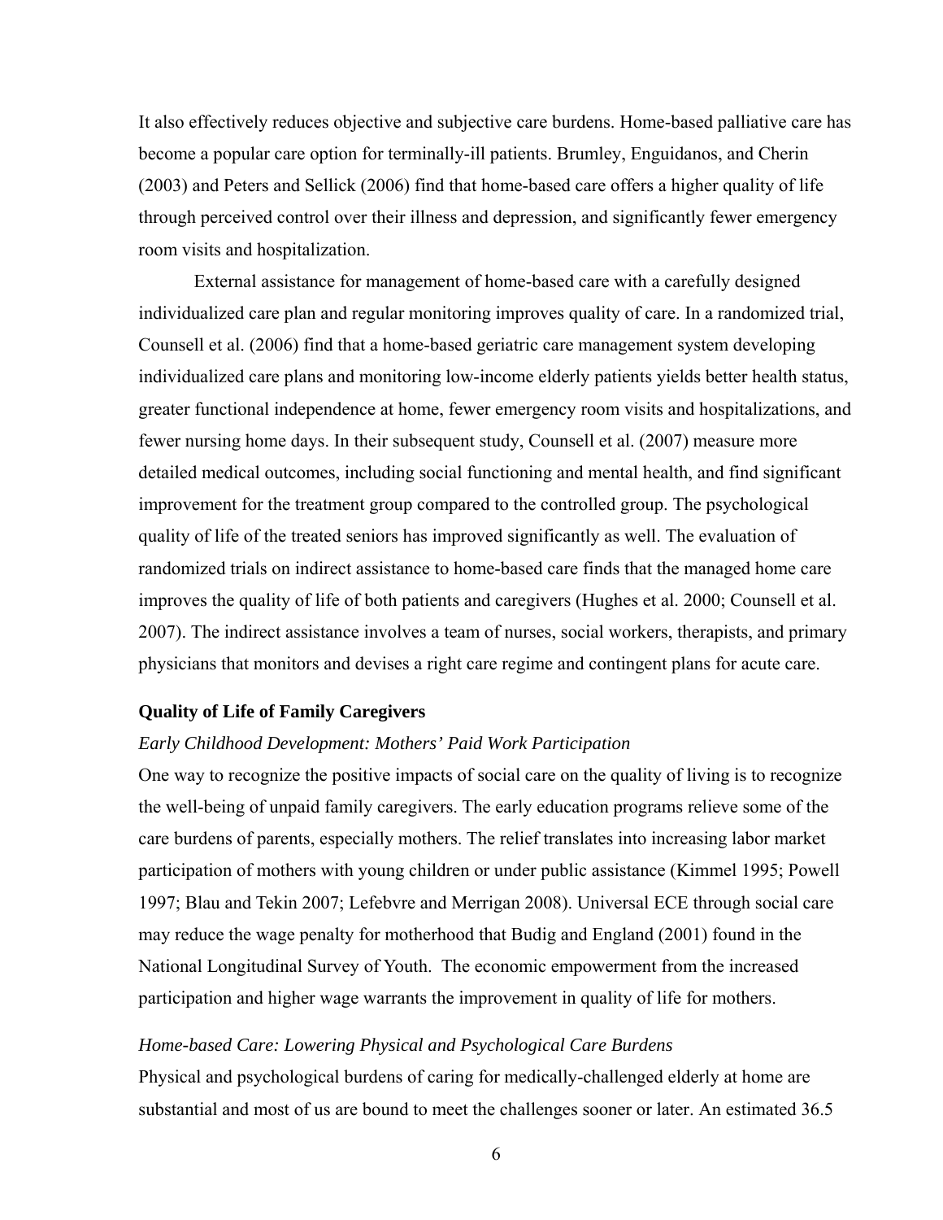It also effectively reduces objective and subjective care burdens. Home-based palliative care has become a popular care option for terminally-ill patients. Brumley, Enguidanos, and Cherin (2003) and Peters and Sellick (2006) find that home-based care offers a higher quality of life through perceived control over their illness and depression, and significantly fewer emergency room visits and hospitalization.

External assistance for management of home-based care with a carefully designed individualized care plan and regular monitoring improves quality of care. In a randomized trial, Counsell et al. (2006) find that a home-based geriatric care management system developing individualized care plans and monitoring low-income elderly patients yields better health status, greater functional independence at home, fewer emergency room visits and hospitalizations, and fewer nursing home days. In their subsequent study, Counsell et al. (2007) measure more detailed medical outcomes, including social functioning and mental health, and find significant improvement for the treatment group compared to the controlled group. The psychological quality of life of the treated seniors has improved significantly as well. The evaluation of randomized trials on indirect assistance to home-based care finds that the managed home care improves the quality of life of both patients and caregivers (Hughes et al. 2000; Counsell et al. 2007). The indirect assistance involves a team of nurses, social workers, therapists, and primary physicians that monitors and devises a right care regime and contingent plans for acute care.

### Quality of Life of Family Caregivers

#### *Early Childhood Development: Mothers' Paid Work Participation*

One way to recognize the positive impacts of social care on the quality of living is to recognize the well-being of unpaid family caregivers. The early education programs relieve some of the care burdens of parents, especially mothers. The relief translates into increasing labor market participation of mothers with young children or under public assistance (Kimmel 1995; Powell 1997; Blau and Tekin 2007; Lefebvre and Merrigan 2008). Universal ECE through social care may reduce the wage penalty for motherhood that Budig and England (2001) found in the National Longitudinal Survey of Youth. The economic empowerment from the increased participation and higher wage warrants the improvement in quality of life for mothers.

#### *Home-based Care: Lowering Physical and Psychological Care Burdens*

Physical and psychological burdens of caring for medically-challenged elderly at home are substantial and most of us are bound to meet the challenges sooner or later. An estimated 36.5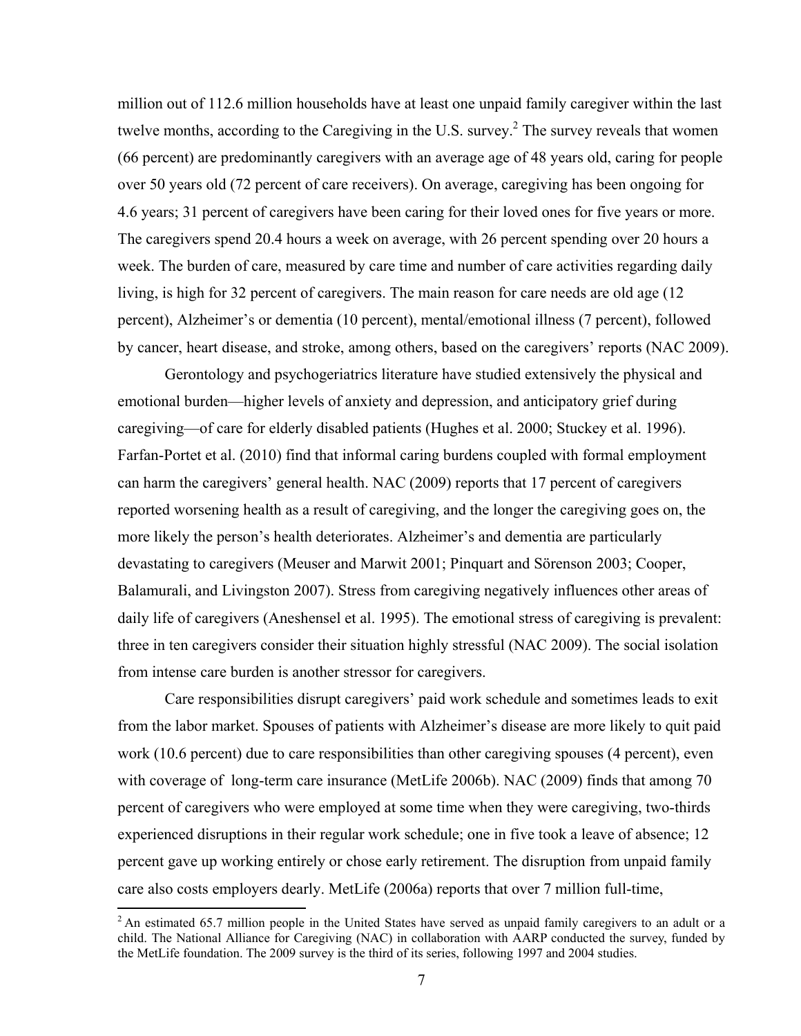million out of 112.6 million households have at least one unpaid family caregiver within the last twelve months, according to the Caregiving in the U.S. survey.[2] The survey reveals that women (66 percent) are predominantly caregivers with an average age of 48 years old, caring for people over 50 years old (72 percent of care receivers). On average, caregiving has been ongoing for 4.6 years; 31 percent of caregivers have been caring for their loved ones for five years or more. The caregivers spend 20.4 hours a week on average, with 26 percent spending over 20 hours a week. The burden of care, measured by care time and number of care activities regarding daily living, is high for 32 percent of caregivers. The main reason for care needs are old age (12 percent), Alzheimer's or dementia (10 percent), mental/emotional illness (7 percent), followed by cancer, heart disease, and stroke, among others, based on the caregivers' reports (NAC 2009).

Gerontology and psychogeriatrics literature have studied extensively the physical and emotional burden—higher levels of anxiety and depression, and anticipatory grief during caregiving—of care for elderly disabled patients (Hughes et al. 2000; Stuckey et al. 1996). Farfan-Portet et al. (2010) find that informal caring burdens coupled with formal employment can harm the caregivers' general health. NAC (2009) reports that 17 percent of caregivers reported worsening health as a result of caregiving, and the longer the caregiving goes on, the more likely the person's health deteriorates. Alzheimer's and dementia are particularly devastating to caregivers (Meuser and Marwit 2001; Pinquart and Sörenson 2003; Cooper, Balamurali, and Livingston 2007). Stress from caregiving negatively influences other areas of daily life of caregivers (Aneshensel et al. 1995). The emotional stress of caregiving is prevalent: three in ten caregivers consider their situation highly stressful (NAC 2009). The social isolation from intense care burden is another stressor for caregivers.

Care responsibilities disrupt caregivers' paid work schedule and sometimes leads to exit from the labor market. Spouses of patients with Alzheimer's disease are more likely to quit paid work (10.6 percent) due to care responsibilities than other caregiving spouses (4 percent), even with coverage of long-term care insurance (MetLife 2006b). NAC (2009) finds that among 70 percent of caregivers who were employed at some time when they were caregiving, two-thirds experienced disruptions in their regular work schedule; one in five took a leave of absence; 12 percent gave up working entirely or chose early retirement. The disruption from unpaid family care also costs employers dearly. MetLife (2006a) reports that over 7 million full-time,

---

[2] An estimated 65.7 million people in the United States have served as unpaid family caregivers to an adult or a child. The National Alliance for Caregiving (NAC) in collaboration with AARP conducted the survey, funded by the MetLife foundation. The 2009 survey is the third of its series, following 1997 and 2004 studies.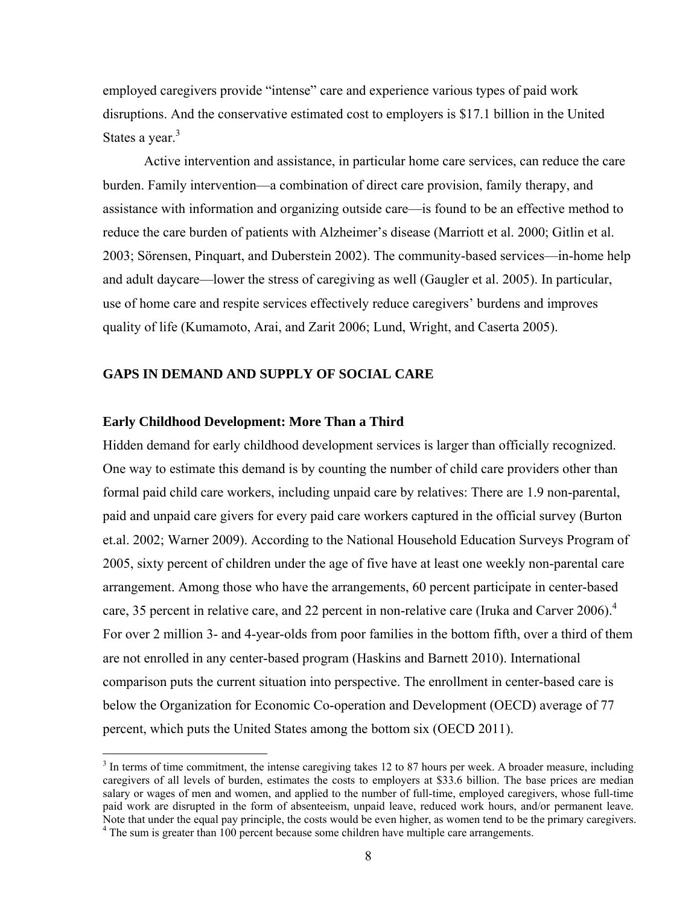employed caregivers provide "intense" care and experience various types of paid work disruptions. And the conservative estimated cost to employers is $17.1 billion in the United States a year.[3]

Active intervention and assistance, in particular home care services, can reduce the care burden. Family intervention—a combination of direct care provision, family therapy, and assistance with information and organizing outside care—is found to be an effective method to reduce the care burden of patients with Alzheimer's disease (Marriott et al. 2000; Gitlin et al. 2003; Sörensen, Pinquart, and Duberstein 2002). The community-based services—in-home help and adult daycare—lower the stress of caregiving as well (Gaugler et al. 2005). In particular, use of home care and respite services effectively reduce caregivers' burdens and improves quality of life (Kumamoto, Arai, and Zarit 2006; Lund, Wright, and Caserta 2005).

## GAPS IN DEMAND AND SUPPLY OF SOCIAL CARE

### Early Childhood Development: More Than a Third

Hidden demand for early childhood development services is larger than officially recognized. One way to estimate this demand is by counting the number of child care providers other than formal paid child care workers, including unpaid care by relatives: There are 1.9 non-parental, paid and unpaid care givers for every paid care workers captured in the official survey (Burton et.al. 2002; Warner 2009). According to the National Household Education Surveys Program of 2005, sixty percent of children under the age of five have at least one weekly non-parental care arrangement. Among those who have the arrangements, 60 percent participate in center-based care, 35 percent in relative care, and 22 percent in non-relative care (Iruka and Carver 2006).[4] For over 2 million 3- and 4-year-olds from poor families in the bottom fifth, over a third of them are not enrolled in any center-based program (Haskins and Barnett 2010). International comparison puts the current situation into perspective. The enrollment in center-based care is below the Organization for Economic Co-operation and Development (OECD) average of 77 percent, which puts the United States among the bottom six (OECD 2011).

---

[3] In terms of time commitment, the intense caregiving takes 12 to 87 hours per week. A broader measure, including caregivers of all levels of burden, estimates the costs to employers at $33.6 billion. The base prices are median salary or wages of men and women, and applied to the number of full-time, employed caregivers, whose full-time paid work are disrupted in the form of absenteeism, unpaid leave, reduced work hours, and/or permanent leave. Note that under the equal pay principle, the costs would be even higher, as women tend to be the primary caregivers.

[4] The sum is greater than 100 percent because some children have multiple care arrangements.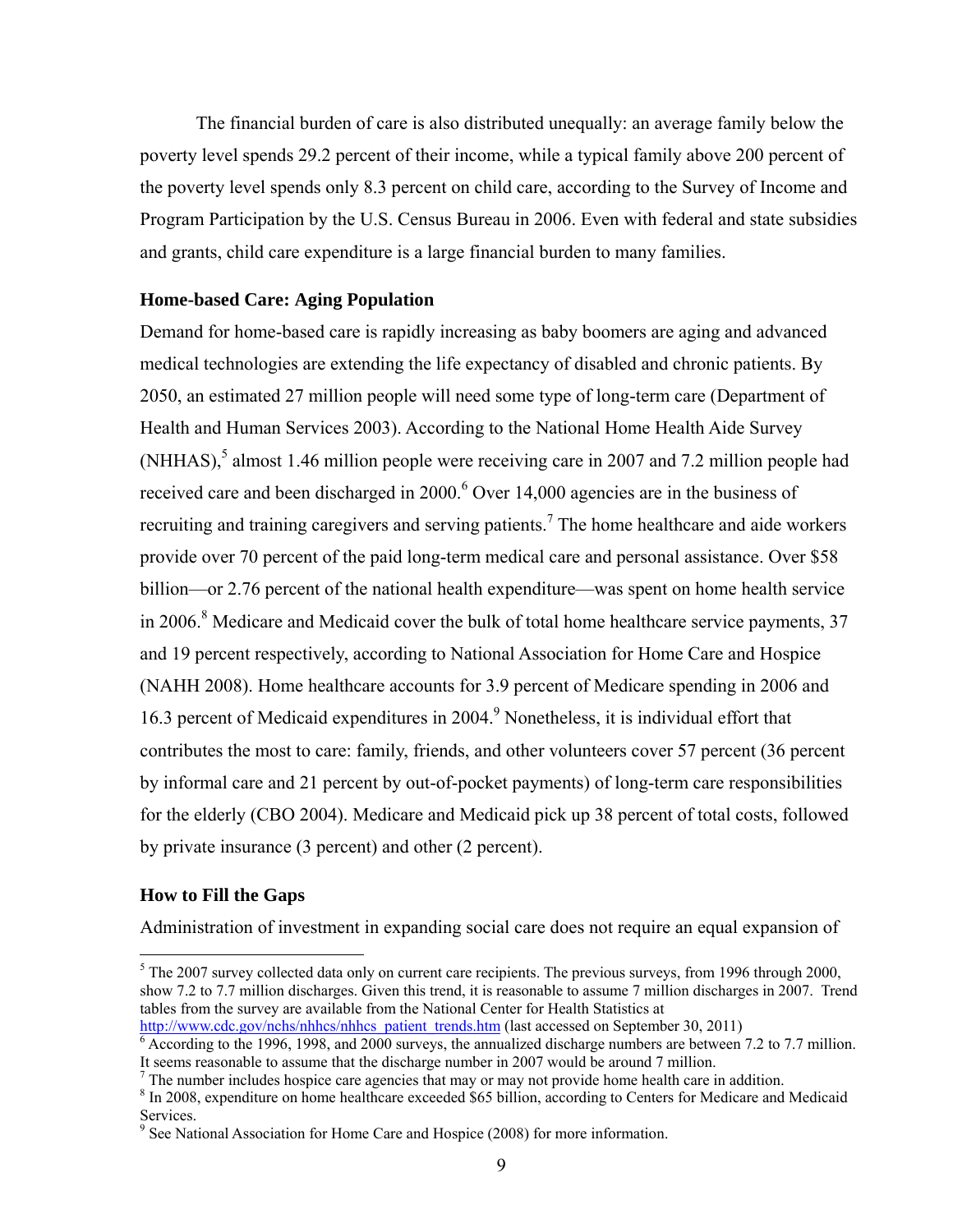The financial burden of care is also distributed unequally: an average family below the poverty level spends 29.2 percent of their income, while a typical family above 200 percent of the poverty level spends only 8.3 percent on child care, according to the Survey of Income and Program Participation by the U.S. Census Bureau in 2006. Even with federal and state subsidies and grants, child care expenditure is a large financial burden to many families.

### Home-based Care: Aging Population

Demand for home-based care is rapidly increasing as baby boomers are aging and advanced medical technologies are extending the life expectancy of disabled and chronic patients. By 2050, an estimated 27 million people will need some type of long-term care (Department of Health and Human Services 2003). According to the National Home Health Aide Survey (NHHAS),[5] almost 1.46 million people were receiving care in 2007 and 7.2 million people had received care and been discharged in 2000.[6] Over 14,000 agencies are in the business of recruiting and training caregivers and serving patients.[7] The home healthcare and aide workers provide over 70 percent of the paid long-term medical care and personal assistance. Over $58 billion—or 2.76 percent of the national health expenditure—was spent on home health service in 2006.[8] Medicare and Medicaid cover the bulk of total home healthcare service payments, 37 and 19 percent respectively, according to National Association for Home Care and Hospice (NAHH 2008). Home healthcare accounts for 3.9 percent of Medicare spending in 2006 and 16.3 percent of Medicaid expenditures in 2004.[9] Nonetheless, it is individual effort that contributes the most to care: family, friends, and other volunteers cover 57 percent (36 percent by informal care and 21 percent by out-of-pocket payments) of long-term care responsibilities for the elderly (CBO 2004). Medicare and Medicaid pick up 38 percent of total costs, followed by private insurance (3 percent) and other (2 percent).

### How to Fill the Gaps

Administration of investment in expanding social care does not require an equal expansion of

---

[5] The 2007 survey collected data only on current care recipients. The previous surveys, from 1996 through 2000, show 7.2 to 7.7 million discharges. Given this trend, it is reasonable to assume 7 million discharges in 2007. Trend tables from the survey are available from the National Center for Health Statistics at http://www.cdc.gov/nchs/nhhcs/nhhcs_patient_trends.htm (last accessed on September 30, 2011)

[6] According to the 1996, 1998, and 2000 surveys, the annualized discharge numbers are between 7.2 to 7.7 million. It seems reasonable to assume that the discharge number in 2007 would be around 7 million.

[7] The number includes hospice care agencies that may or may not provide home health care in addition.

[8] In 2008, expenditure on home healthcare exceeded $65 billion, according to Centers for Medicare and Medicaid Services.

[9] See National Association for Home Care and Hospice (2008) for more information.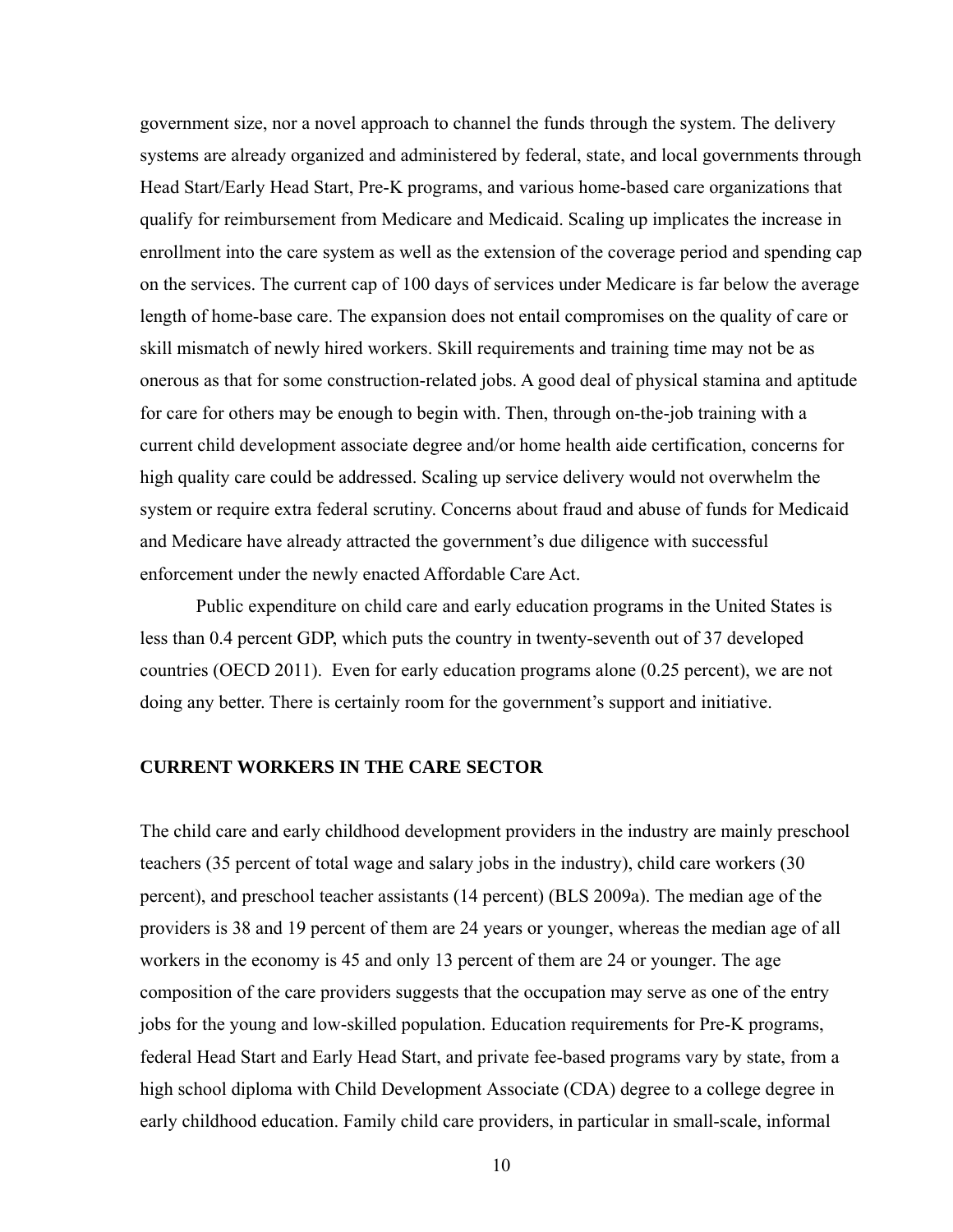government size, nor a novel approach to channel the funds through the system. The delivery systems are already organized and administered by federal, state, and local governments through Head Start/Early Head Start, Pre-K programs, and various home-based care organizations that qualify for reimbursement from Medicare and Medicaid. Scaling up implicates the increase in enrollment into the care system as well as the extension of the coverage period and spending cap on the services. The current cap of 100 days of services under Medicare is far below the average length of home-base care. The expansion does not entail compromises on the quality of care or skill mismatch of newly hired workers. Skill requirements and training time may not be as onerous as that for some construction-related jobs. A good deal of physical stamina and aptitude for care for others may be enough to begin with. Then, through on-the-job training with a current child development associate degree and/or home health aide certification, concerns for high quality care could be addressed. Scaling up service delivery would not overwhelm the system or require extra federal scrutiny. Concerns about fraud and abuse of funds for Medicaid and Medicare have already attracted the government's due diligence with successful enforcement under the newly enacted Affordable Care Act.

Public expenditure on child care and early education programs in the United States is less than 0.4 percent GDP, which puts the country in twenty-seventh out of 37 developed countries (OECD 2011). Even for early education programs alone (0.25 percent), we are not doing any better. There is certainly room for the government's support and initiative.

## CURRENT WORKERS IN THE CARE SECTOR

The child care and early childhood development providers in the industry are mainly preschool teachers (35 percent of total wage and salary jobs in the industry), child care workers (30 percent), and preschool teacher assistants (14 percent) (BLS 2009a). The median age of the providers is 38 and 19 percent of them are 24 years or younger, whereas the median age of all workers in the economy is 45 and only 13 percent of them are 24 or younger. The age composition of the care providers suggests that the occupation may serve as one of the entry jobs for the young and low-skilled population. Education requirements for Pre-K programs, federal Head Start and Early Head Start, and private fee-based programs vary by state, from a high school diploma with Child Development Associate (CDA) degree to a college degree in early childhood education. Family child care providers, in particular in small-scale, informal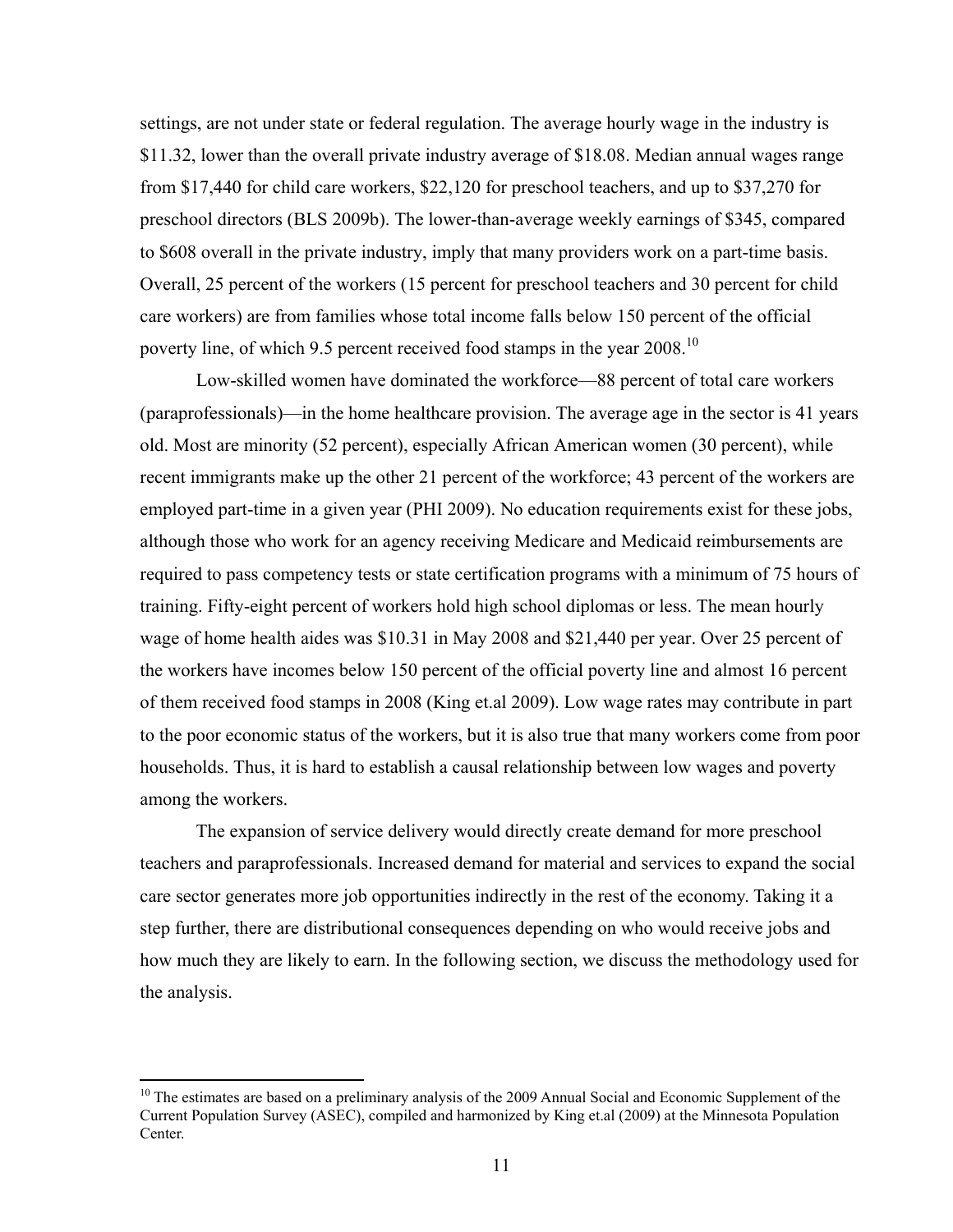settings, are not under state or federal regulation. The average hourly wage in the industry is $11.32, lower than the overall private industry average of $18.08. Median annual wages range from $17,440 for child care workers, $22,120 for preschool teachers, and up to $37,270 for preschool directors (BLS 2009b). The lower-than-average weekly earnings of $345, compared to $608 overall in the private industry, imply that many providers work on a part-time basis. Overall, 25 percent of the workers (15 percent for preschool teachers and 30 percent for child care workers) are from families whose total income falls below 150 percent of the official poverty line, of which 9.5 percent received food stamps in the year 2008.[10]

Low-skilled women have dominated the workforce—88 percent of total care workers (paraprofessionals)—in the home healthcare provision. The average age in the sector is 41 years old. Most are minority (52 percent), especially African American women (30 percent), while recent immigrants make up the other 21 percent of the workforce; 43 percent of the workers are employed part-time in a given year (PHI 2009). No education requirements exist for these jobs, although those who work for an agency receiving Medicare and Medicaid reimbursements are required to pass competency tests or state certification programs with a minimum of 75 hours of training. Fifty-eight percent of workers hold high school diplomas or less. The mean hourly wage of home health aides was $10.31 in May 2008 and $21,440 per year. Over 25 percent of the workers have incomes below 150 percent of the official poverty line and almost 16 percent of them received food stamps in 2008 (King et.al 2009). Low wage rates may contribute in part to the poor economic status of the workers, but it is also true that many workers come from poor households. Thus, it is hard to establish a causal relationship between low wages and poverty among the workers.

The expansion of service delivery would directly create demand for more preschool teachers and paraprofessionals. Increased demand for material and services to expand the social care sector generates more job opportunities indirectly in the rest of the economy. Taking it a step further, there are distributional consequences depending on who would receive jobs and how much they are likely to earn. In the following section, we discuss the methodology used for the analysis.

[10] The estimates are based on a preliminary analysis of the 2009 Annual Social and Economic Supplement of the Current Population Survey (ASEC), compiled and harmonized by King et.al (2009) at the Minnesota Population Center.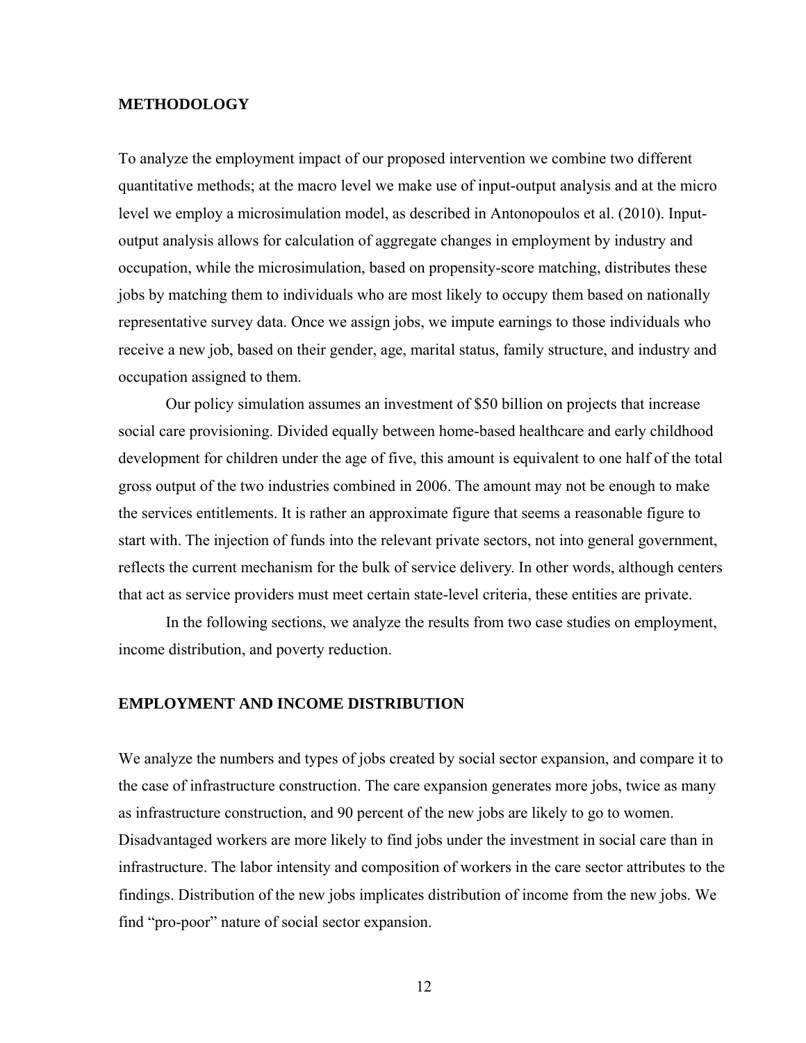## METHODOLOGY

To analyze the employment impact of our proposed intervention we combine two different quantitative methods; at the macro level we make use of input-output analysis and at the micro level we employ a microsimulation model, as described in Antonopoulos et al. (2010). Input-output analysis allows for calculation of aggregate changes in employment by industry and occupation, while the microsimulation, based on propensity-score matching, distributes these jobs by matching them to individuals who are most likely to occupy them based on nationally representative survey data. Once we assign jobs, we impute earnings to those individuals who receive a new job, based on their gender, age, marital status, family structure, and industry and occupation assigned to them.

Our policy simulation assumes an investment of $50 billion on projects that increase social care provisioning. Divided equally between home-based healthcare and early childhood development for children under the age of five, this amount is equivalent to one half of the total gross output of the two industries combined in 2006. The amount may not be enough to make the services entitlements. It is rather an approximate figure that seems a reasonable figure to start with. The injection of funds into the relevant private sectors, not into general government, reflects the current mechanism for the bulk of service delivery. In other words, although centers that act as service providers must meet certain state-level criteria, these entities are private.

In the following sections, we analyze the results from two case studies on employment, income distribution, and poverty reduction.

## EMPLOYMENT AND INCOME DISTRIBUTION

We analyze the numbers and types of jobs created by social sector expansion, and compare it to the case of infrastructure construction. The care expansion generates more jobs, twice as many as infrastructure construction, and 90 percent of the new jobs are likely to go to women. Disadvantaged workers are more likely to find jobs under the investment in social care than in infrastructure. The labor intensity and composition of workers in the care sector attributes to the findings. Distribution of the new jobs implicates distribution of income from the new jobs. We find "pro-poor" nature of social sector expansion.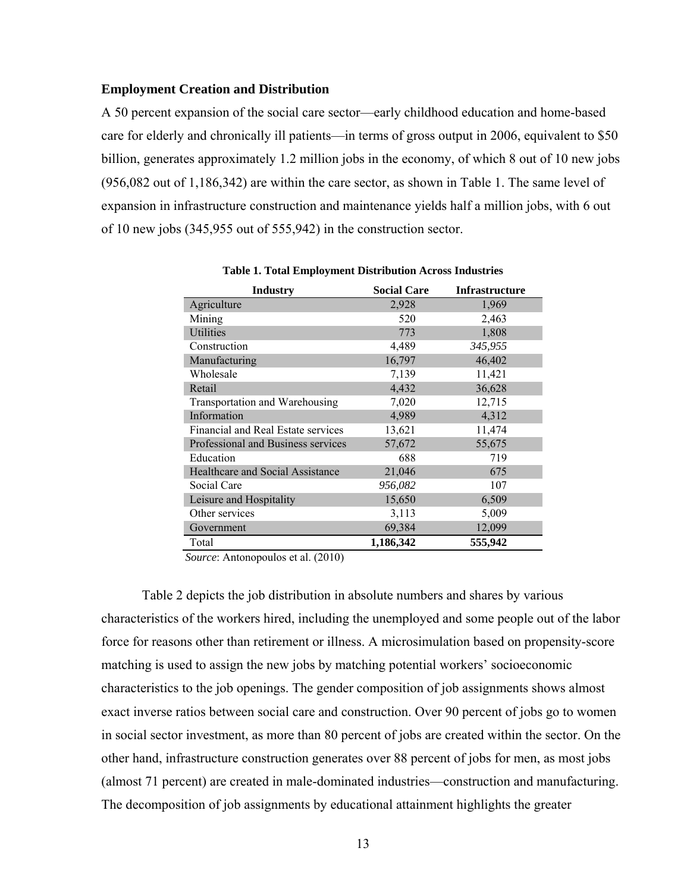### Employment Creation and Distribution

A 50 percent expansion of the social care sector—early childhood education and home-based care for elderly and chronically ill patients—in terms of gross output in 2006, equivalent to $50 billion, generates approximately 1.2 million jobs in the economy, of which 8 out of 10 new jobs (956,082 out of 1,186,342) are within the care sector, as shown in Table 1. The same level of expansion in infrastructure construction and maintenance yields half a million jobs, with 6 out of 10 new jobs (345,955 out of 555,942) in the construction sector.

**Table 1. Total Employment Distribution Across Industries**

| Industry | Social Care | Infrastructure |
|---|---:|---:|
| Agriculture | 2,928 | 1,969 |
| Mining | 520 | 2,463 |
| Utilities | 773 | 1,808 |
| Construction | 4,489 | *345,955* |
| Manufacturing | 16,797 | 46,402 |
| Wholesale | 7,139 | 11,421 |
| Retail | 4,432 | 36,628 |
| Transportation and Warehousing | 7,020 | 12,715 |
| Information | 4,989 | 4,312 |
| Financial and Real Estate services | 13,621 | 11,474 |
| Professional and Business services | 57,672 | 55,675 |
| Education | 688 | 719 |
| Healthcare and Social Assistance | 21,046 | 675 |
| Social Care | *956,082* | 107 |
| Leisure and Hospitality | 15,650 | 6,509 |
| Other services | 3,113 | 5,009 |
| Government | 69,384 | 12,099 |
| Total | **1,186,342** | **555,942** |

*Source*: Antonopoulos et al. (2010)

Table 2 depicts the job distribution in absolute numbers and shares by various characteristics of the workers hired, including the unemployed and some people out of the labor force for reasons other than retirement or illness. A microsimulation based on propensity-score matching is used to assign the new jobs by matching potential workers' socioeconomic characteristics to the job openings. The gender composition of job assignments shows almost exact inverse ratios between social care and construction. Over 90 percent of jobs go to women in social sector investment, as more than 80 percent of jobs are created within the sector. On the other hand, infrastructure construction generates over 88 percent of jobs for men, as most jobs (almost 71 percent) are created in male-dominated industries—construction and manufacturing. The decomposition of job assignments by educational attainment highlights the greater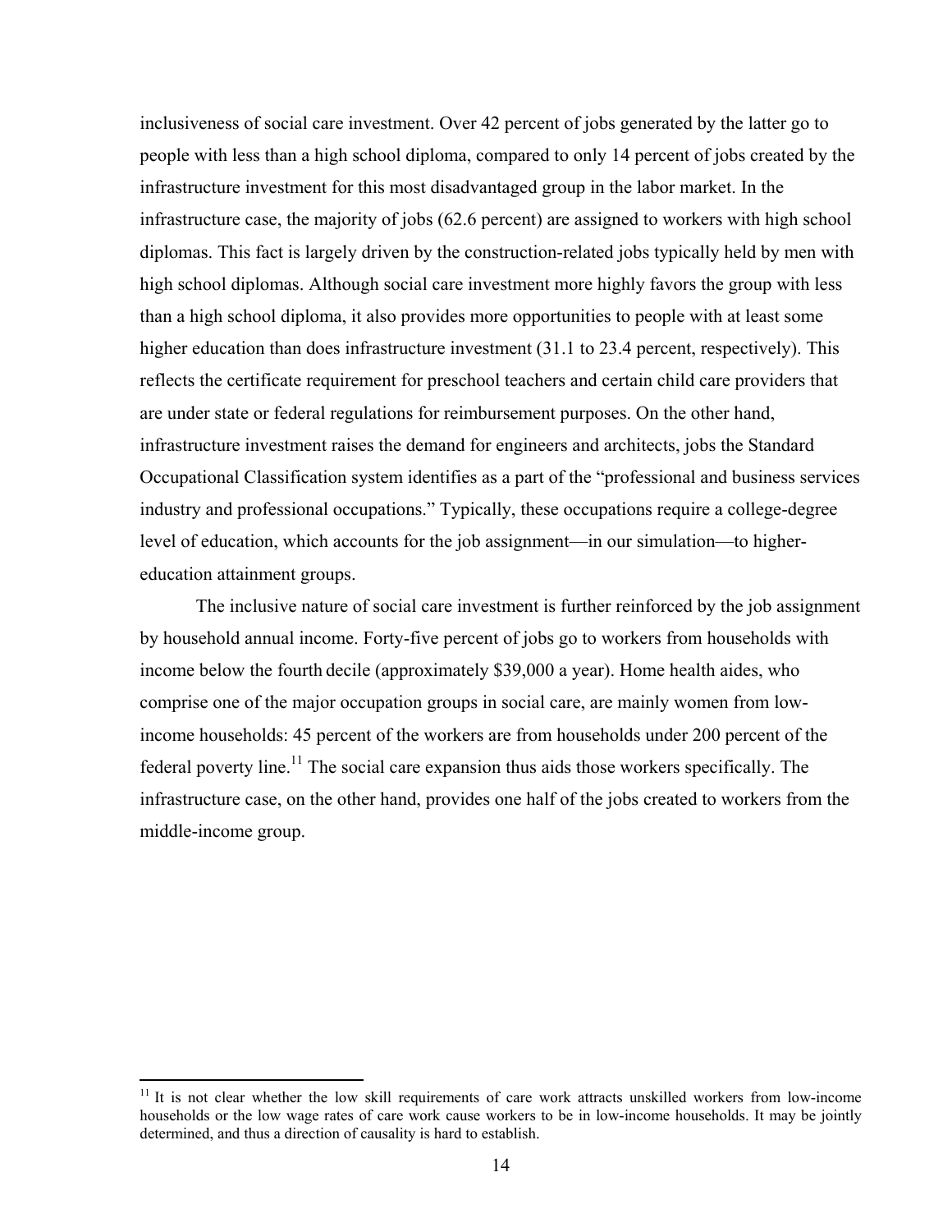inclusiveness of social care investment. Over 42 percent of jobs generated by the latter go to people with less than a high school diploma, compared to only 14 percent of jobs created by the infrastructure investment for this most disadvantaged group in the labor market. In the infrastructure case, the majority of jobs (62.6 percent) are assigned to workers with high school diplomas. This fact is largely driven by the construction-related jobs typically held by men with high school diplomas. Although social care investment more highly favors the group with less than a high school diploma, it also provides more opportunities to people with at least some higher education than does infrastructure investment (31.1 to 23.4 percent, respectively). This reflects the certificate requirement for preschool teachers and certain child care providers that are under state or federal regulations for reimbursement purposes. On the other hand, infrastructure investment raises the demand for engineers and architects, jobs the Standard Occupational Classification system identifies as a part of the "professional and business services industry and professional occupations." Typically, these occupations require a college-degree level of education, which accounts for the job assignment—in our simulation—to higher-education attainment groups.

The inclusive nature of social care investment is further reinforced by the job assignment by household annual income. Forty-five percent of jobs go to workers from households with income below the fourth decile (approximately $39,000 a year). Home health aides, who comprise one of the major occupation groups in social care, are mainly women from low-income households: 45 percent of the workers are from households under 200 percent of the federal poverty line.[11] The social care expansion thus aids those workers specifically. The infrastructure case, on the other hand, provides one half of the jobs created to workers from the middle-income group.

[11] It is not clear whether the low skill requirements of care work attracts unskilled workers from low-income households or the low wage rates of care work cause workers to be in low-income households. It may be jointly determined, and thus a direction of causality is hard to establish.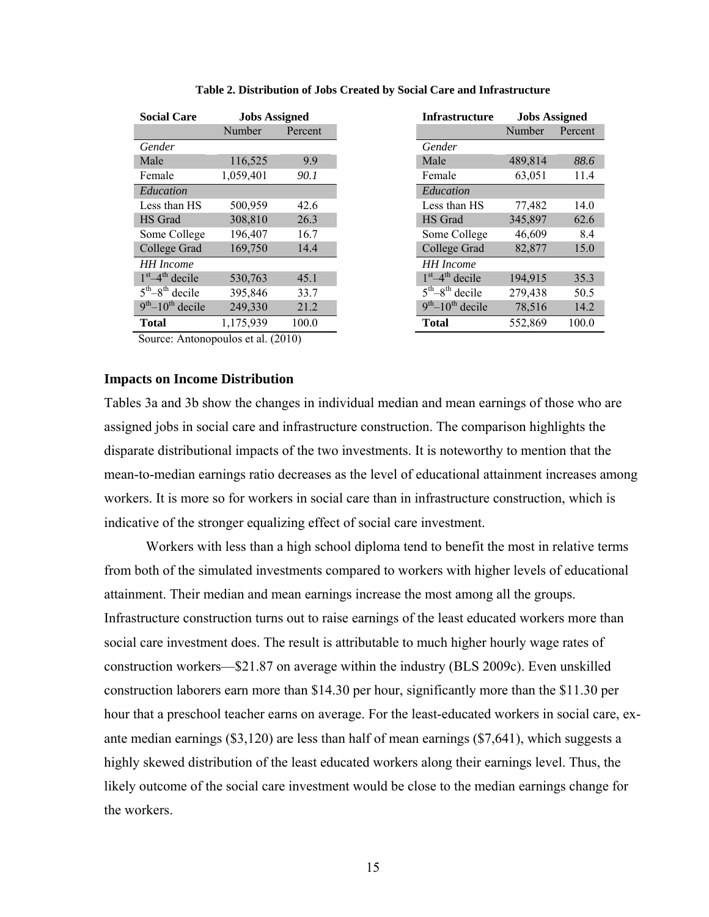**Table 2. Distribution of Jobs Created by Social Care and Infrastructure**

| Social Care | Jobs Assigned | |
|---|---|---|
| | Number | Percent |
| *Gender* | | |
| Male | 116,525 | 9.9 |
| Female | 1,059,401 | *90.1* |
| *Education* | | |
| Less than HS | 500,959 | 42.6 |
| HS Grad | 308,810 | 26.3 |
| Some College | 196,407 | 16.7 |
| College Grad | 169,750 | 14.4 |
| *HH Income* | | |
| $1^{st}$–$4^{th}$ decile | 530,763 | 45.1 |
| $5^{th}$–$8^{th}$ decile | 395,846 | 33.7 |
| $9^{th}$–$10^{th}$ decile | 249,330 | 21.2 |
| **Total** | 1,175,939 | 100.0 |

| Infrastructure | Jobs Assigned | |
|---|---|---|
| | Number | Percent |
| *Gender* | | |
| Male | 489,814 | *88.6* |
| Female | 63,051 | 11.4 |
| *Education* | | |
| Less than HS | 77,482 | 14.0 |
| HS Grad | 345,897 | 62.6 |
| Some College | 46,609 | 8.4 |
| College Grad | 82,877 | 15.0 |
| *HH Income* | | |
| $1^{st}$–$4^{th}$ decile | 194,915 | 35.3 |
| $5^{th}$–$8^{th}$ decile | 279,438 | 50.5 |
| $9^{th}$–$10^{th}$ decile | 78,516 | 14.2 |
| **Total** | 552,869 | 100.0 |

Source: Antonopoulos et al. (2010)

### Impacts on Income Distribution

Tables 3a and 3b show the changes in individual median and mean earnings of those who are assigned jobs in social care and infrastructure construction. The comparison highlights the disparate distributional impacts of the two investments. It is noteworthy to mention that the mean-to-median earnings ratio decreases as the level of educational attainment increases among workers. It is more so for workers in social care than in infrastructure construction, which is indicative of the stronger equalizing effect of social care investment.

Workers with less than a high school diploma tend to benefit the most in relative terms from both of the simulated investments compared to workers with higher levels of educational attainment. Their median and mean earnings increase the most among all the groups. Infrastructure construction turns out to raise earnings of the least educated workers more than social care investment does. The result is attributable to much higher hourly wage rates of construction workers—$21.87 on average within the industry (BLS 2009c). Even unskilled construction laborers earn more than $14.30 per hour, significantly more than the $11.30 per hour that a preschool teacher earns on average. For the least-educated workers in social care, ex-ante median earnings ($3,120) are less than half of mean earnings ($7,641), which suggests a highly skewed distribution of the least educated workers along their earnings level. Thus, the likely outcome of the social care investment would be close to the median earnings change for the workers.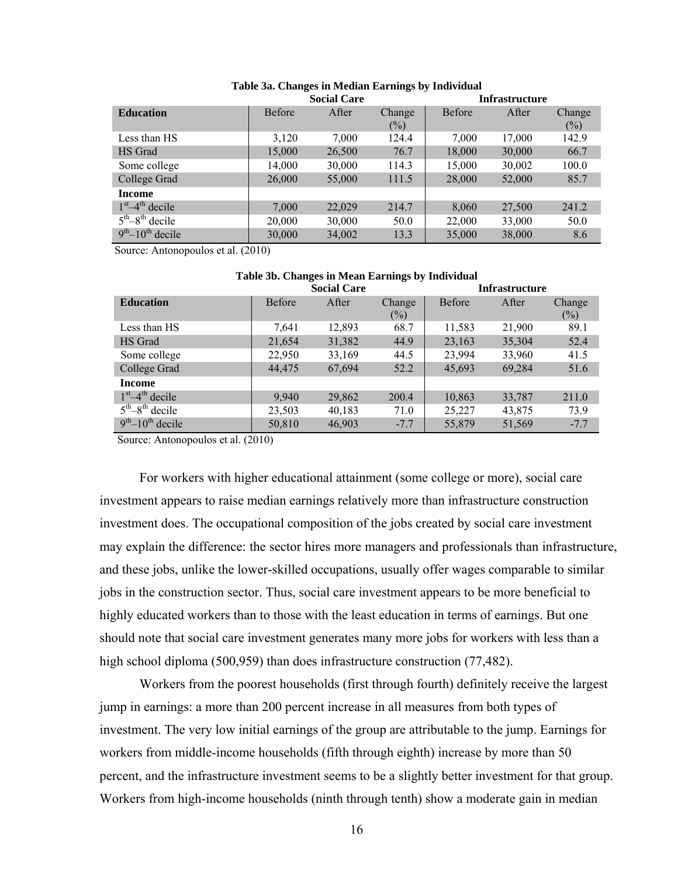**Table 3a. Changes in Median Earnings by Individual**

| | Social Care | | | Infrastructure | | |
|---|---|---|---|---|---|---|
| **Education** | Before | After | Change (%) | Before | After | Change (%) |
| Less than HS | 3,120 | 7,000 | 124.4 | 7,000 | 17,000 | 142.9 |
| HS Grad | 15,000 | 26,500 | 76.7 | 18,000 | 30,000 | 66.7 |
| Some college | 14,000 | 30,000 | 114.3 | 15,000 | 30,002 | 100.0 |
| College Grad | 26,000 | 55,000 | 111.5 | 28,000 | 52,000 | 85.7 |
| **Income** | | | | | | |
| 1st–4th decile | 7,000 | 22,029 | 214.7 | 8,060 | 27,500 | 241.2 |
| 5th–8th decile | 20,000 | 30,000 | 50.0 | 22,000 | 33,000 | 50.0 |
| 9th–10th decile | 30,000 | 34,002 | 13.3 | 35,000 | 38,000 | 8.6 |

Source: Antonopoulos et al. (2010)

**Table 3b. Changes in Mean Earnings by Individual**

| | Social Care | | | Infrastructure | | |
|---|---|---|---|---|---|---|
| **Education** | Before | After | Change (%) | Before | After | Change (%) |
| Less than HS | 7,641 | 12,893 | 68.7 | 11,583 | 21,900 | 89.1 |
| HS Grad | 21,654 | 31,382 | 44.9 | 23,163 | 35,304 | 52.4 |
| Some college | 22,950 | 33,169 | 44.5 | 23,994 | 33,960 | 41.5 |
| College Grad | 44,475 | 67,694 | 52.2 | 45,693 | 69,284 | 51.6 |
| **Income** | | | | | | |
| 1st–4th decile | 9,940 | 29,862 | 200.4 | 10,863 | 33,787 | 211.0 |
| 5th–8th decile | 23,503 | 40,183 | 71.0 | 25,227 | 43,875 | 73.9 |
| 9th–10th decile | 50,810 | 46,903 | -7.7 | 55,879 | 51,569 | -7.7 |

Source: Antonopoulos et al. (2010)

For workers with higher educational attainment (some college or more), social care investment appears to raise median earnings relatively more than infrastructure construction investment does. The occupational composition of the jobs created by social care investment may explain the difference: the sector hires more managers and professionals than infrastructure, and these jobs, unlike the lower-skilled occupations, usually offer wages comparable to similar jobs in the construction sector. Thus, social care investment appears to be more beneficial to highly educated workers than to those with the least education in terms of earnings. But one should note that social care investment generates many more jobs for workers with less than a high school diploma (500,959) than does infrastructure construction (77,482).

Workers from the poorest households (first through fourth) definitely receive the largest jump in earnings: a more than 200 percent increase in all measures from both types of investment. The very low initial earnings of the group are attributable to the jump. Earnings for workers from middle-income households (fifth through eighth) increase by more than 50 percent, and the infrastructure investment seems to be a slightly better investment for that group. Workers from high-income households (ninth through tenth) show a moderate gain in median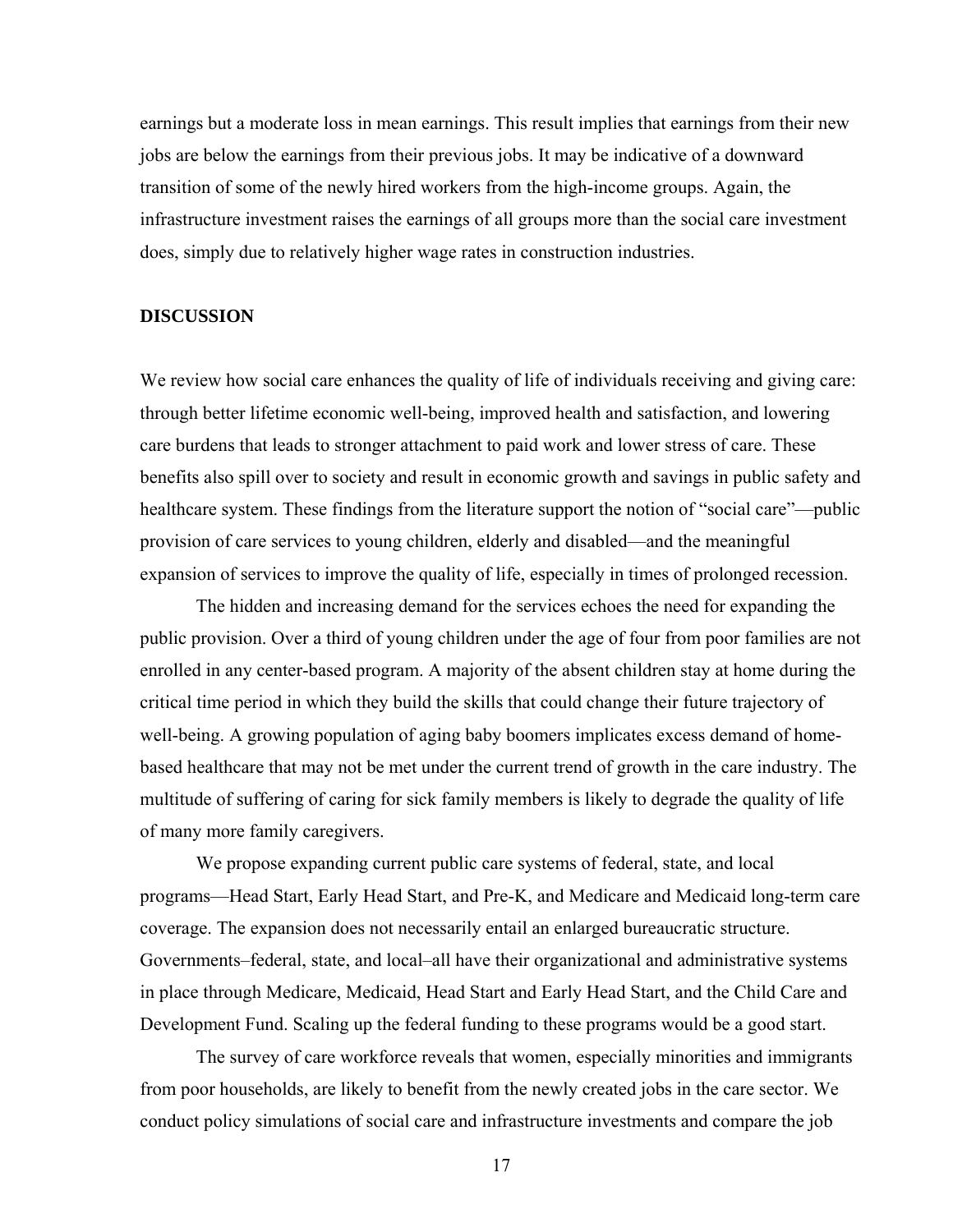earnings but a moderate loss in mean earnings. This result implies that earnings from their new jobs are below the earnings from their previous jobs. It may be indicative of a downward transition of some of the newly hired workers from the high-income groups. Again, the infrastructure investment raises the earnings of all groups more than the social care investment does, simply due to relatively higher wage rates in construction industries.

## DISCUSSION

We review how social care enhances the quality of life of individuals receiving and giving care: through better lifetime economic well-being, improved health and satisfaction, and lowering care burdens that leads to stronger attachment to paid work and lower stress of care. These benefits also spill over to society and result in economic growth and savings in public safety and healthcare system. These findings from the literature support the notion of "social care"—public provision of care services to young children, elderly and disabled—and the meaningful expansion of services to improve the quality of life, especially in times of prolonged recession.

The hidden and increasing demand for the services echoes the need for expanding the public provision. Over a third of young children under the age of four from poor families are not enrolled in any center-based program. A majority of the absent children stay at home during the critical time period in which they build the skills that could change their future trajectory of well-being. A growing population of aging baby boomers implicates excess demand of home-based healthcare that may not be met under the current trend of growth in the care industry. The multitude of suffering of caring for sick family members is likely to degrade the quality of life of many more family caregivers.

We propose expanding current public care systems of federal, state, and local programs—Head Start, Early Head Start, and Pre-K, and Medicare and Medicaid long-term care coverage. The expansion does not necessarily entail an enlarged bureaucratic structure. Governments–federal, state, and local–all have their organizational and administrative systems in place through Medicare, Medicaid, Head Start and Early Head Start, and the Child Care and Development Fund. Scaling up the federal funding to these programs would be a good start.

The survey of care workforce reveals that women, especially minorities and immigrants from poor households, are likely to benefit from the newly created jobs in the care sector. We conduct policy simulations of social care and infrastructure investments and compare the job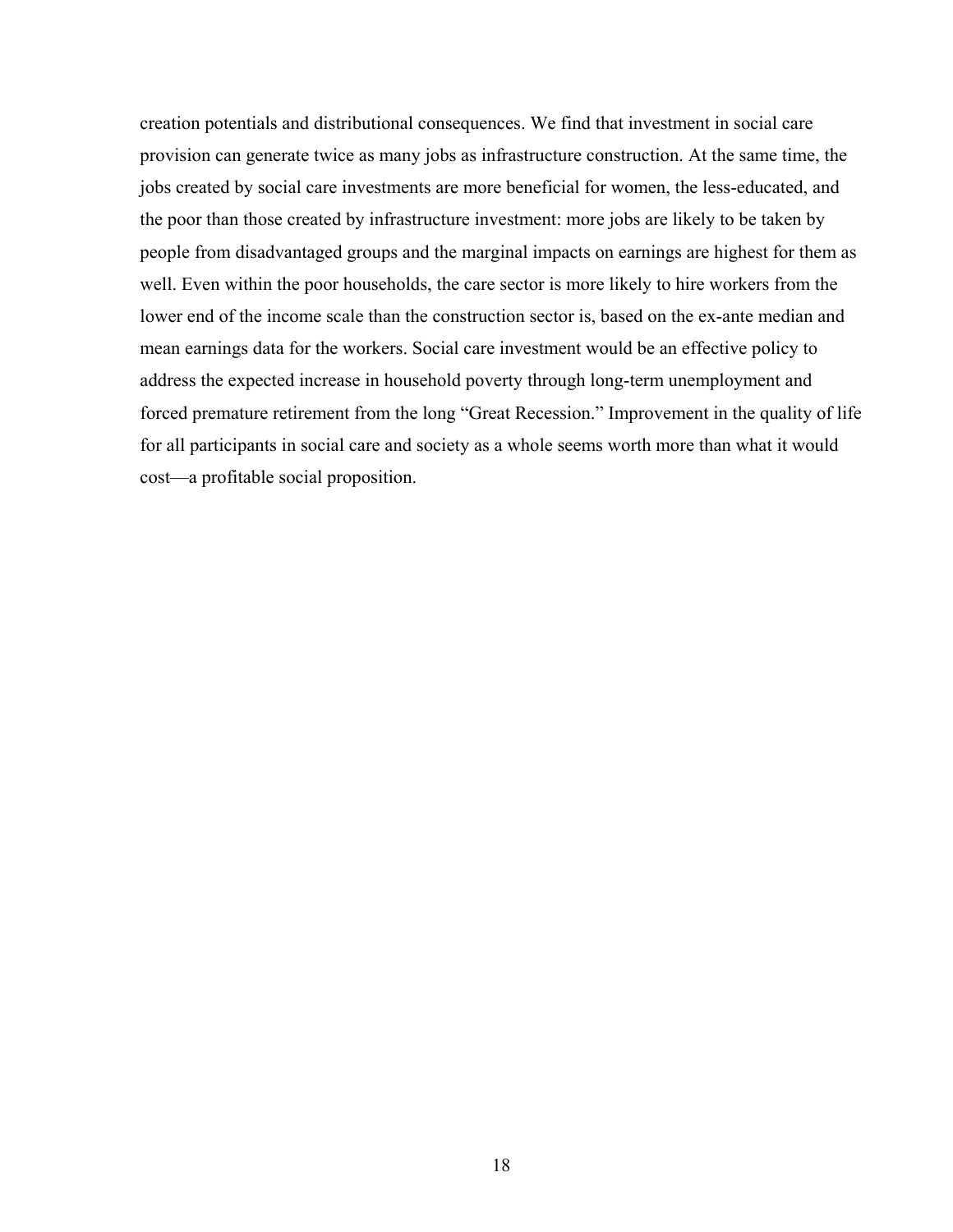creation potentials and distributional consequences. We find that investment in social care provision can generate twice as many jobs as infrastructure construction. At the same time, the jobs created by social care investments are more beneficial for women, the less-educated, and the poor than those created by infrastructure investment: more jobs are likely to be taken by people from disadvantaged groups and the marginal impacts on earnings are highest for them as well. Even within the poor households, the care sector is more likely to hire workers from the lower end of the income scale than the construction sector is, based on the ex-ante median and mean earnings data for the workers. Social care investment would be an effective policy to address the expected increase in household poverty through long-term unemployment and forced premature retirement from the long "Great Recession." Improvement in the quality of life for all participants in social care and society as a whole seems worth more than what it would cost—a profitable social proposition.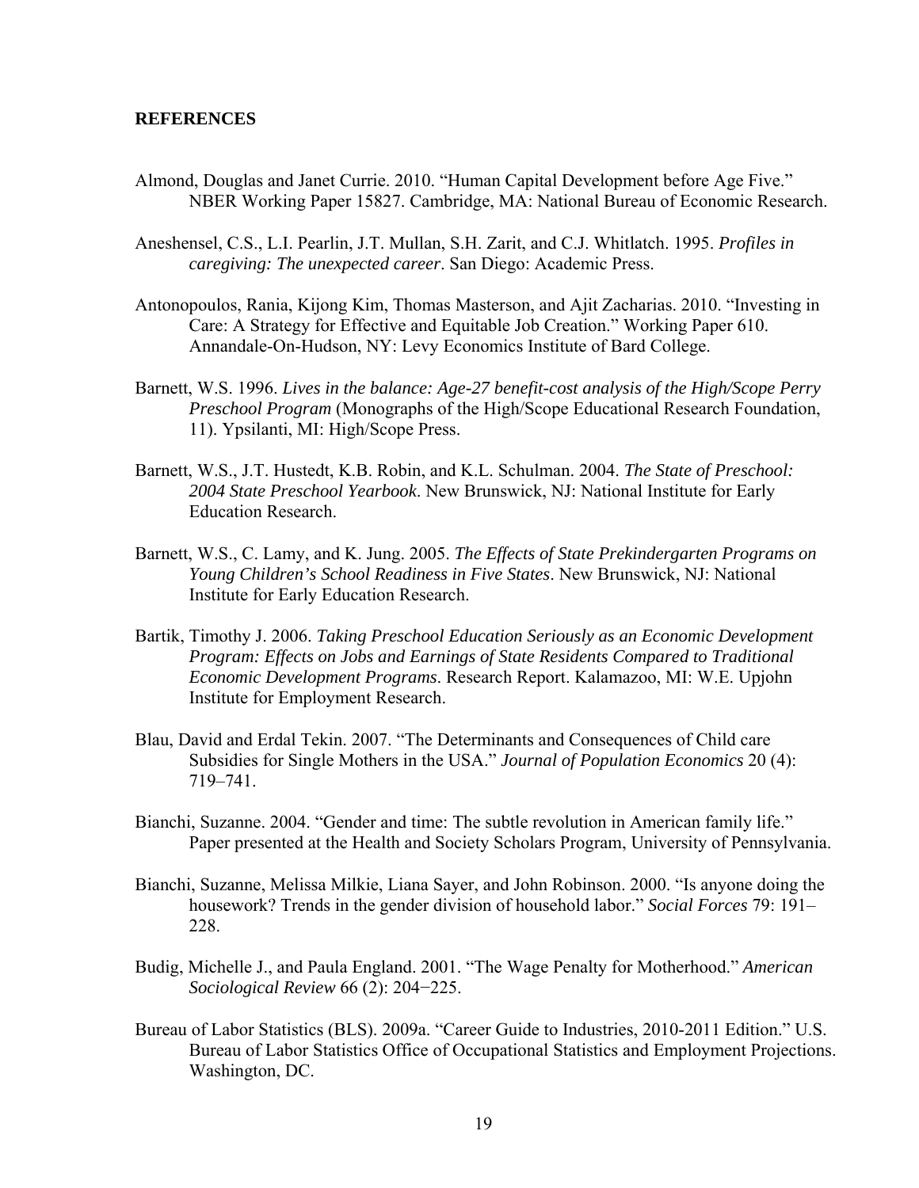## REFERENCES

Almond, Douglas and Janet Currie. 2010. "Human Capital Development before Age Five." NBER Working Paper 15827. Cambridge, MA: National Bureau of Economic Research.

Aneshensel, C.S., L.I. Pearlin, J.T. Mullan, S.H. Zarit, and C.J. Whitlatch. 1995. *Profiles in caregiving: The unexpected career*. San Diego: Academic Press.

Antonopoulos, Rania, Kijong Kim, Thomas Masterson, and Ajit Zacharias. 2010. "Investing in Care: A Strategy for Effective and Equitable Job Creation." Working Paper 610. Annandale-On-Hudson, NY: Levy Economics Institute of Bard College.

Barnett, W.S. 1996. *Lives in the balance: Age-27 benefit-cost analysis of the High/Scope Perry Preschool Program* (Monographs of the High/Scope Educational Research Foundation, 11). Ypsilanti, MI: High/Scope Press.

Barnett, W.S., J.T. Hustedt, K.B. Robin, and K.L. Schulman. 2004. *The State of Preschool: 2004 State Preschool Yearbook*. New Brunswick, NJ: National Institute for Early Education Research.

Barnett, W.S., C. Lamy, and K. Jung. 2005. *The Effects of State Prekindergarten Programs on Young Children's School Readiness in Five States*. New Brunswick, NJ: National Institute for Early Education Research.

Bartik, Timothy J. 2006. *Taking Preschool Education Seriously as an Economic Development Program: Effects on Jobs and Earnings of State Residents Compared to Traditional Economic Development Programs*. Research Report. Kalamazoo, MI: W.E. Upjohn Institute for Employment Research.

Blau, David and Erdal Tekin. 2007. "The Determinants and Consequences of Child care Subsidies for Single Mothers in the USA." *Journal of Population Economics* 20 (4): 719–741.

Bianchi, Suzanne. 2004. "Gender and time: The subtle revolution in American family life." Paper presented at the Health and Society Scholars Program, University of Pennsylvania.

Bianchi, Suzanne, Melissa Milkie, Liana Sayer, and John Robinson. 2000. "Is anyone doing the housework? Trends in the gender division of household labor." *Social Forces* 79: 191–228.

Budig, Michelle J., and Paula England. 2001. "The Wage Penalty for Motherhood." *American Sociological Review* 66 (2): 204−225.

Bureau of Labor Statistics (BLS). 2009a. "Career Guide to Industries, 2010-2011 Edition." U.S. Bureau of Labor Statistics Office of Occupational Statistics and Employment Projections. Washington, DC.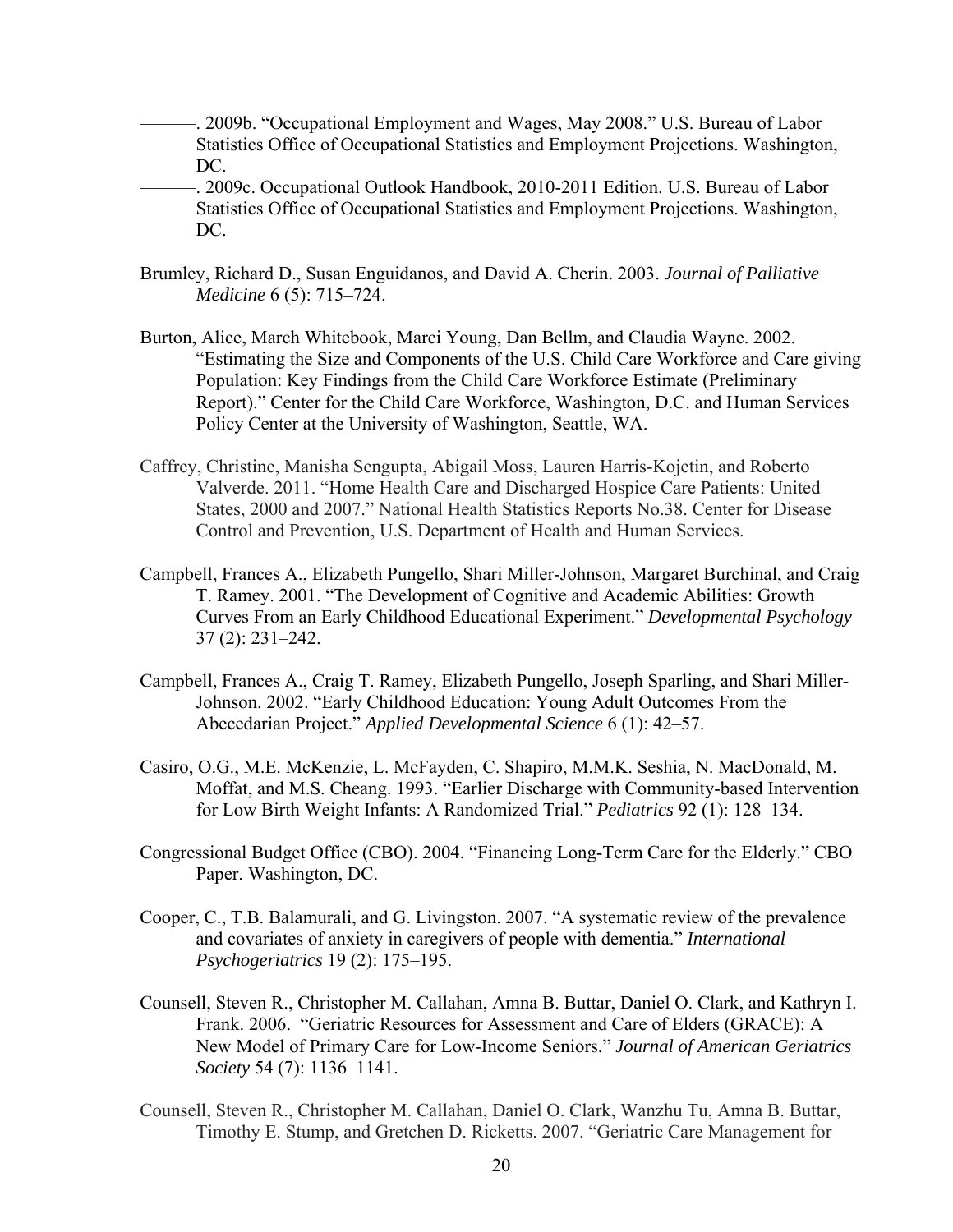———. 2009b. “Occupational Employment and Wages, May 2008.” U.S. Bureau of Labor Statistics Office of Occupational Statistics and Employment Projections. Washington, DC.

———. 2009c. Occupational Outlook Handbook, 2010-2011 Edition. U.S. Bureau of Labor Statistics Office of Occupational Statistics and Employment Projections. Washington, DC.

Brumley, Richard D., Susan Enguidanos, and David A. Cherin. 2003. *Journal of Palliative Medicine* 6 (5): 715–724.

Burton, Alice, March Whitebook, Marci Young, Dan Bellm, and Claudia Wayne. 2002. “Estimating the Size and Components of the U.S. Child Care Workforce and Care giving Population: Key Findings from the Child Care Workforce Estimate (Preliminary Report).” Center for the Child Care Workforce, Washington, D.C. and Human Services Policy Center at the University of Washington, Seattle, WA.

Caffrey, Christine, Manisha Sengupta, Abigail Moss, Lauren Harris-Kojetin, and Roberto Valverde. 2011. “Home Health Care and Discharged Hospice Care Patients: United States, 2000 and 2007.” National Health Statistics Reports No.38. Center for Disease Control and Prevention, U.S. Department of Health and Human Services.

Campbell, Frances A., Elizabeth Pungello, Shari Miller-Johnson, Margaret Burchinal, and Craig T. Ramey. 2001. “The Development of Cognitive and Academic Abilities: Growth Curves From an Early Childhood Educational Experiment.” *Developmental Psychology* 37 (2): 231–242.

Campbell, Frances A., Craig T. Ramey, Elizabeth Pungello, Joseph Sparling, and Shari Miller-Johnson. 2002. “Early Childhood Education: Young Adult Outcomes From the Abecedarian Project.” *Applied Developmental Science* 6 (1): 42–57.

Casiro, O.G., M.E. McKenzie, L. McFayden, C. Shapiro, M.M.K. Seshia, N. MacDonald, M. Moffat, and M.S. Cheang. 1993. “Earlier Discharge with Community-based Intervention for Low Birth Weight Infants: A Randomized Trial.” *Pediatrics* 92 (1): 128–134.

Congressional Budget Office (CBO). 2004. “Financing Long-Term Care for the Elderly.” CBO Paper. Washington, DC.

Cooper, C., T.B. Balamurali, and G. Livingston. 2007. “A systematic review of the prevalence and covariates of anxiety in caregivers of people with dementia.” *International Psychogeriatrics* 19 (2): 175–195.

Counsell, Steven R., Christopher M. Callahan, Amna B. Buttar, Daniel O. Clark, and Kathryn I. Frank. 2006. “Geriatric Resources for Assessment and Care of Elders (GRACE): A New Model of Primary Care for Low-Income Seniors.” *Journal of American Geriatrics Society* 54 (7): 1136–1141.

Counsell, Steven R., Christopher M. Callahan, Daniel O. Clark, Wanzhu Tu, Amna B. Buttar, Timothy E. Stump, and Gretchen D. Ricketts. 2007. “Geriatric Care Management for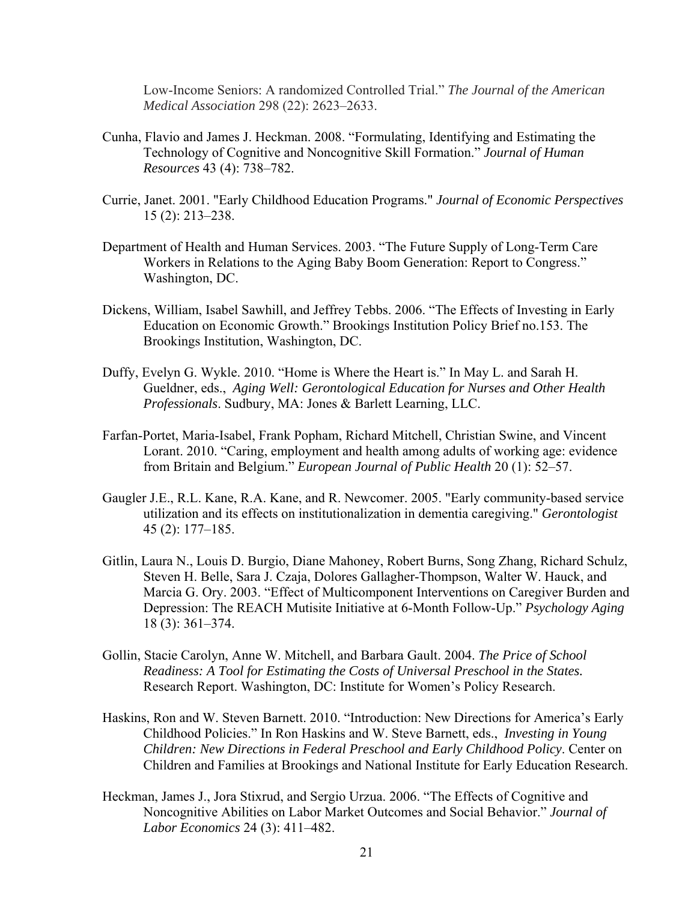Low-Income Seniors: A randomized Controlled Trial." *The Journal of the American Medical Association* 298 (22): 2623–2633.

Cunha, Flavio and James J. Heckman. 2008. "Formulating, Identifying and Estimating the Technology of Cognitive and Noncognitive Skill Formation." *Journal of Human Resources* 43 (4): 738–782.

Currie, Janet. 2001. "Early Childhood Education Programs." *Journal of Economic Perspectives* 15 (2): 213–238.

Department of Health and Human Services. 2003. "The Future Supply of Long-Term Care Workers in Relations to the Aging Baby Boom Generation: Report to Congress." Washington, DC.

Dickens, William, Isabel Sawhill, and Jeffrey Tebbs. 2006. "The Effects of Investing in Early Education on Economic Growth." Brookings Institution Policy Brief no.153. The Brookings Institution, Washington, DC.

Duffy, Evelyn G. Wykle. 2010. "Home is Where the Heart is." In May L. and Sarah H. Gueldner, eds., *Aging Well: Gerontological Education for Nurses and Other Health Professionals*. Sudbury, MA: Jones & Barlett Learning, LLC.

Farfan-Portet, Maria-Isabel, Frank Popham, Richard Mitchell, Christian Swine, and Vincent Lorant. 2010. "Caring, employment and health among adults of working age: evidence from Britain and Belgium." *European Journal of Public Health* 20 (1): 52–57.

Gaugler J.E., R.L. Kane, R.A. Kane, and R. Newcomer. 2005. "Early community-based service utilization and its effects on institutionalization in dementia caregiving." *Gerontologist* 45 (2): 177–185.

Gitlin, Laura N., Louis D. Burgio, Diane Mahoney, Robert Burns, Song Zhang, Richard Schulz, Steven H. Belle, Sara J. Czaja, Dolores Gallagher-Thompson, Walter W. Hauck, and Marcia G. Ory. 2003. "Effect of Multicomponent Interventions on Caregiver Burden and Depression: The REACH Mutisite Initiative at 6-Month Follow-Up." *Psychology Aging* 18 (3): 361–374.

Gollin, Stacie Carolyn, Anne W. Mitchell, and Barbara Gault. 2004. *The Price of School Readiness: A Tool for Estimating the Costs of Universal Preschool in the States.* Research Report. Washington, DC: Institute for Women's Policy Research.

Haskins, Ron and W. Steven Barnett. 2010. "Introduction: New Directions for America's Early Childhood Policies." In Ron Haskins and W. Steve Barnett, eds., *Investing in Young Children: New Directions in Federal Preschool and Early Childhood Policy*. Center on Children and Families at Brookings and National Institute for Early Education Research.

Heckman, James J., Jora Stixrud, and Sergio Urzua. 2006. "The Effects of Cognitive and Noncognitive Abilities on Labor Market Outcomes and Social Behavior." *Journal of Labor Economics* 24 (3): 411–482.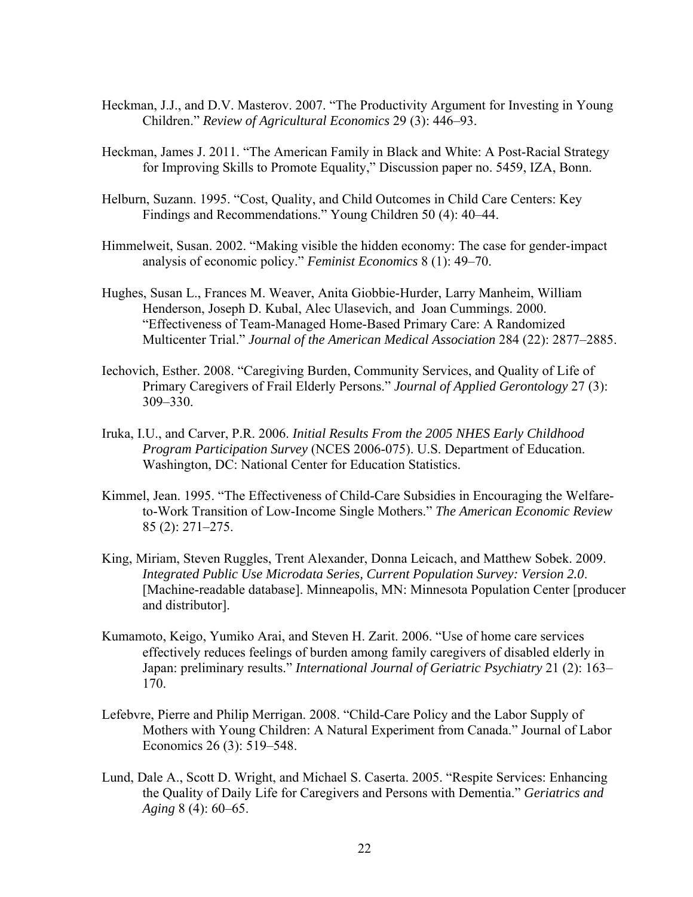Heckman, J.J., and D.V. Masterov. 2007. "The Productivity Argument for Investing in Young Children." *Review of Agricultural Economics* 29 (3): 446–93.

Heckman, James J. 2011. "The American Family in Black and White: A Post-Racial Strategy for Improving Skills to Promote Equality," Discussion paper no. 5459, IZA, Bonn.

Helburn, Suzann. 1995. "Cost, Quality, and Child Outcomes in Child Care Centers: Key Findings and Recommendations." Young Children 50 (4): 40–44.

Himmelweit, Susan. 2002. "Making visible the hidden economy: The case for gender-impact analysis of economic policy." *Feminist Economics* 8 (1): 49–70.

Hughes, Susan L., Frances M. Weaver, Anita Giobbie-Hurder, Larry Manheim, William Henderson, Joseph D. Kubal, Alec Ulasevich, and Joan Cummings. 2000. "Effectiveness of Team-Managed Home-Based Primary Care: A Randomized Multicenter Trial." *Journal of the American Medical Association* 284 (22): 2877–2885.

Iechovich, Esther. 2008. "Caregiving Burden, Community Services, and Quality of Life of Primary Caregivers of Frail Elderly Persons." *Journal of Applied Gerontology* 27 (3): 309–330.

Iruka, I.U., and Carver, P.R. 2006. *Initial Results From the 2005 NHES Early Childhood Program Participation Survey* (NCES 2006-075). U.S. Department of Education. Washington, DC: National Center for Education Statistics.

Kimmel, Jean. 1995. "The Effectiveness of Child-Care Subsidies in Encouraging the Welfare-to-Work Transition of Low-Income Single Mothers." *The American Economic Review* 85 (2): 271–275.

King, Miriam, Steven Ruggles, Trent Alexander, Donna Leicach, and Matthew Sobek. 2009. *Integrated Public Use Microdata Series, Current Population Survey: Version 2.0*. [Machine-readable database]. Minneapolis, MN: Minnesota Population Center [producer and distributor].

Kumamoto, Keigo, Yumiko Arai, and Steven H. Zarit. 2006. "Use of home care services effectively reduces feelings of burden among family caregivers of disabled elderly in Japan: preliminary results." *International Journal of Geriatric Psychiatry* 21 (2): 163–170.

Lefebvre, Pierre and Philip Merrigan. 2008. "Child-Care Policy and the Labor Supply of Mothers with Young Children: A Natural Experiment from Canada." Journal of Labor Economics 26 (3): 519–548.

Lund, Dale A., Scott D. Wright, and Michael S. Caserta. 2005. "Respite Services: Enhancing the Quality of Daily Life for Caregivers and Persons with Dementia." *Geriatrics and Aging* 8 (4): 60–65.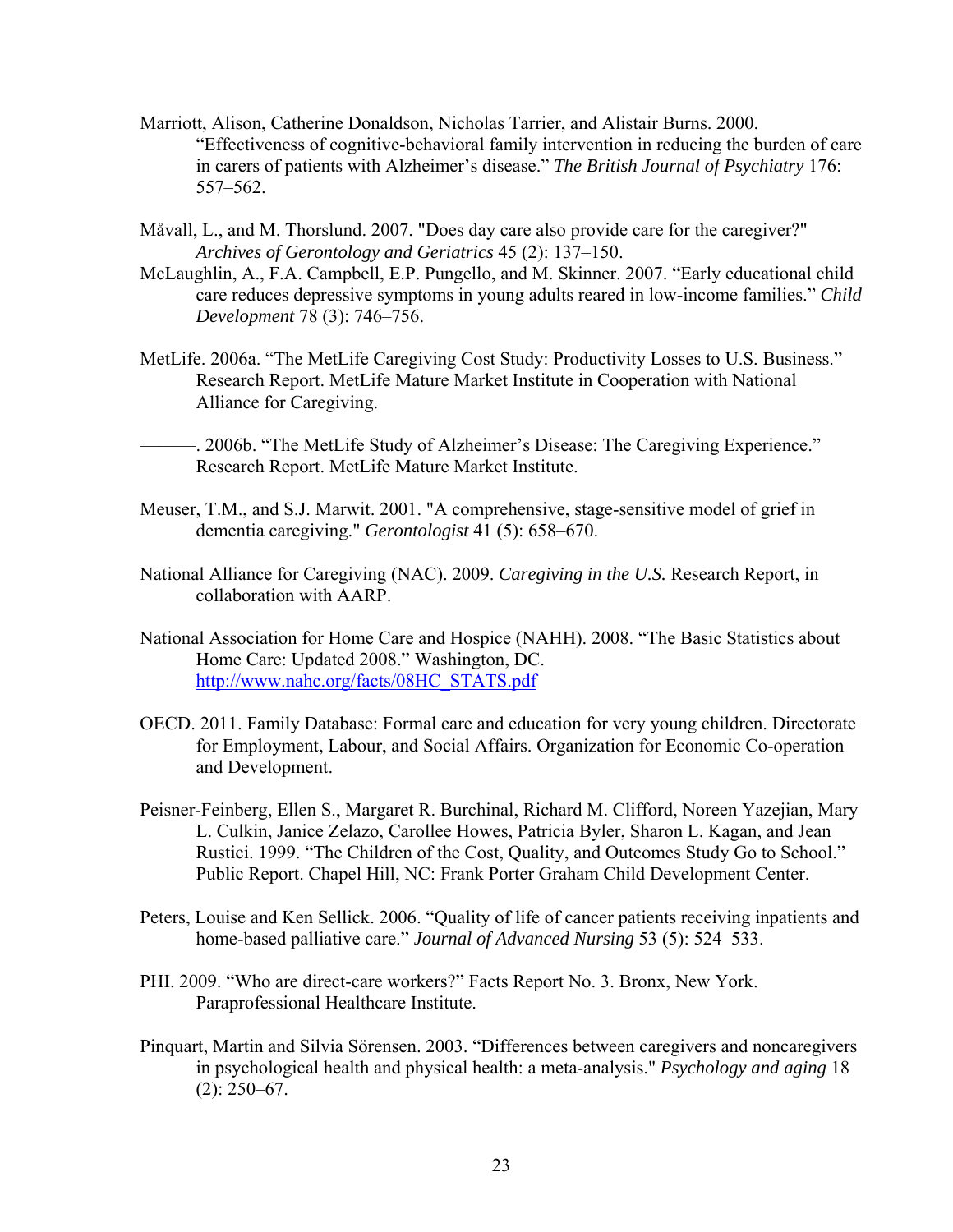Marriott, Alison, Catherine Donaldson, Nicholas Tarrier, and Alistair Burns. 2000. "Effectiveness of cognitive-behavioral family intervention in reducing the burden of care in carers of patients with Alzheimer's disease." *The British Journal of Psychiatry* 176: 557–562.

Måvall, L., and M. Thorslund. 2007. "Does day care also provide care for the caregiver?" *Archives of Gerontology and Geriatrics* 45 (2): 137–150.

McLaughlin, A., F.A. Campbell, E.P. Pungello, and M. Skinner. 2007. "Early educational child care reduces depressive symptoms in young adults reared in low-income families." *Child Development* 78 (3): 746–756.

MetLife. 2006a. "The MetLife Caregiving Cost Study: Productivity Losses to U.S. Business." Research Report. MetLife Mature Market Institute in Cooperation with National Alliance for Caregiving.

———. 2006b. "The MetLife Study of Alzheimer's Disease: The Caregiving Experience." Research Report. MetLife Mature Market Institute.

Meuser, T.M., and S.J. Marwit. 2001. "A comprehensive, stage-sensitive model of grief in dementia caregiving." *Gerontologist* 41 (5): 658–670.

National Alliance for Caregiving (NAC). 2009. *Caregiving in the U.S.* Research Report, in collaboration with AARP.

National Association for Home Care and Hospice (NAHH). 2008. "The Basic Statistics about Home Care: Updated 2008." Washington, DC. http://www.nahc.org/facts/08HC_STATS.pdf

OECD. 2011. Family Database: Formal care and education for very young children. Directorate for Employment, Labour, and Social Affairs. Organization for Economic Co-operation and Development.

Peisner-Feinberg, Ellen S., Margaret R. Burchinal, Richard M. Clifford, Noreen Yazejian, Mary L. Culkin, Janice Zelazo, Carollee Howes, Patricia Byler, Sharon L. Kagan, and Jean Rustici. 1999. "The Children of the Cost, Quality, and Outcomes Study Go to School." Public Report. Chapel Hill, NC: Frank Porter Graham Child Development Center.

Peters, Louise and Ken Sellick. 2006. "Quality of life of cancer patients receiving inpatients and home-based palliative care." *Journal of Advanced Nursing* 53 (5): 524–533.

PHI. 2009. "Who are direct-care workers?" Facts Report No. 3. Bronx, New York. Paraprofessional Healthcare Institute.

Pinquart, Martin and Silvia Sörensen. 2003. "Differences between caregivers and noncaregivers in psychological health and physical health: a meta-analysis." *Psychology and aging* 18 (2): 250–67.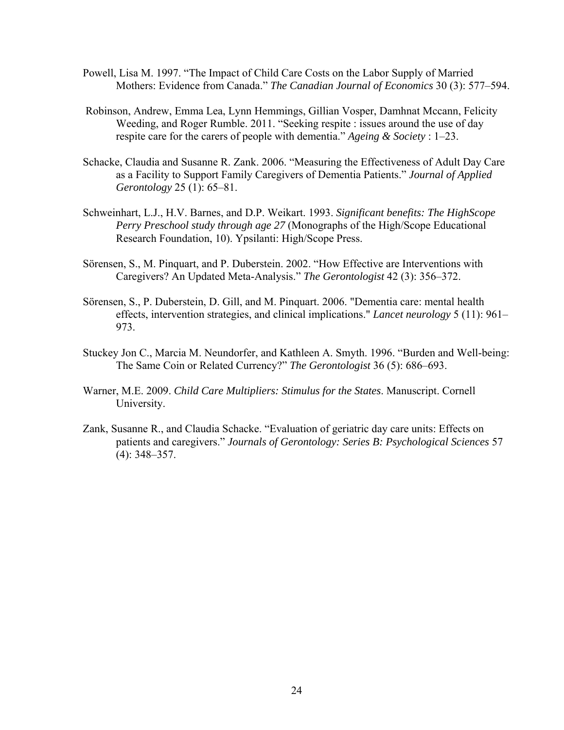Powell, Lisa M. 1997. "The Impact of Child Care Costs on the Labor Supply of Married Mothers: Evidence from Canada." *The Canadian Journal of Economics* 30 (3): 577–594.

Robinson, Andrew, Emma Lea, Lynn Hemmings, Gillian Vosper, Damhnat Mccann, Felicity Weeding, and Roger Rumble. 2011. "Seeking respite : issues around the use of day respite care for the carers of people with dementia." *Ageing & Society* : 1–23.

Schacke, Claudia and Susanne R. Zank. 2006. "Measuring the Effectiveness of Adult Day Care as a Facility to Support Family Caregivers of Dementia Patients." *Journal of Applied Gerontology* 25 (1): 65–81.

Schweinhart, L.J., H.V. Barnes, and D.P. Weikart. 1993. *Significant benefits: The HighScope Perry Preschool study through age 27* (Monographs of the High/Scope Educational Research Foundation, 10). Ypsilanti: High/Scope Press.

Sörensen, S., M. Pinquart, and P. Duberstein. 2002. "How Effective are Interventions with Caregivers? An Updated Meta-Analysis." *The Gerontologist* 42 (3): 356–372.

Sörensen, S., P. Duberstein, D. Gill, and M. Pinquart. 2006. "Dementia care: mental health effects, intervention strategies, and clinical implications." *Lancet neurology* 5 (11): 961–973.

Stuckey Jon C., Marcia M. Neundorfer, and Kathleen A. Smyth. 1996. "Burden and Well-being: The Same Coin or Related Currency?" *The Gerontologist* 36 (5): 686–693.

Warner, M.E. 2009. *Child Care Multipliers: Stimulus for the States*. Manuscript. Cornell University.

Zank, Susanne R., and Claudia Schacke. "Evaluation of geriatric day care units: Effects on patients and caregivers." *Journals of Gerontology: Series B: Psychological Sciences* 57 (4): 348–357.